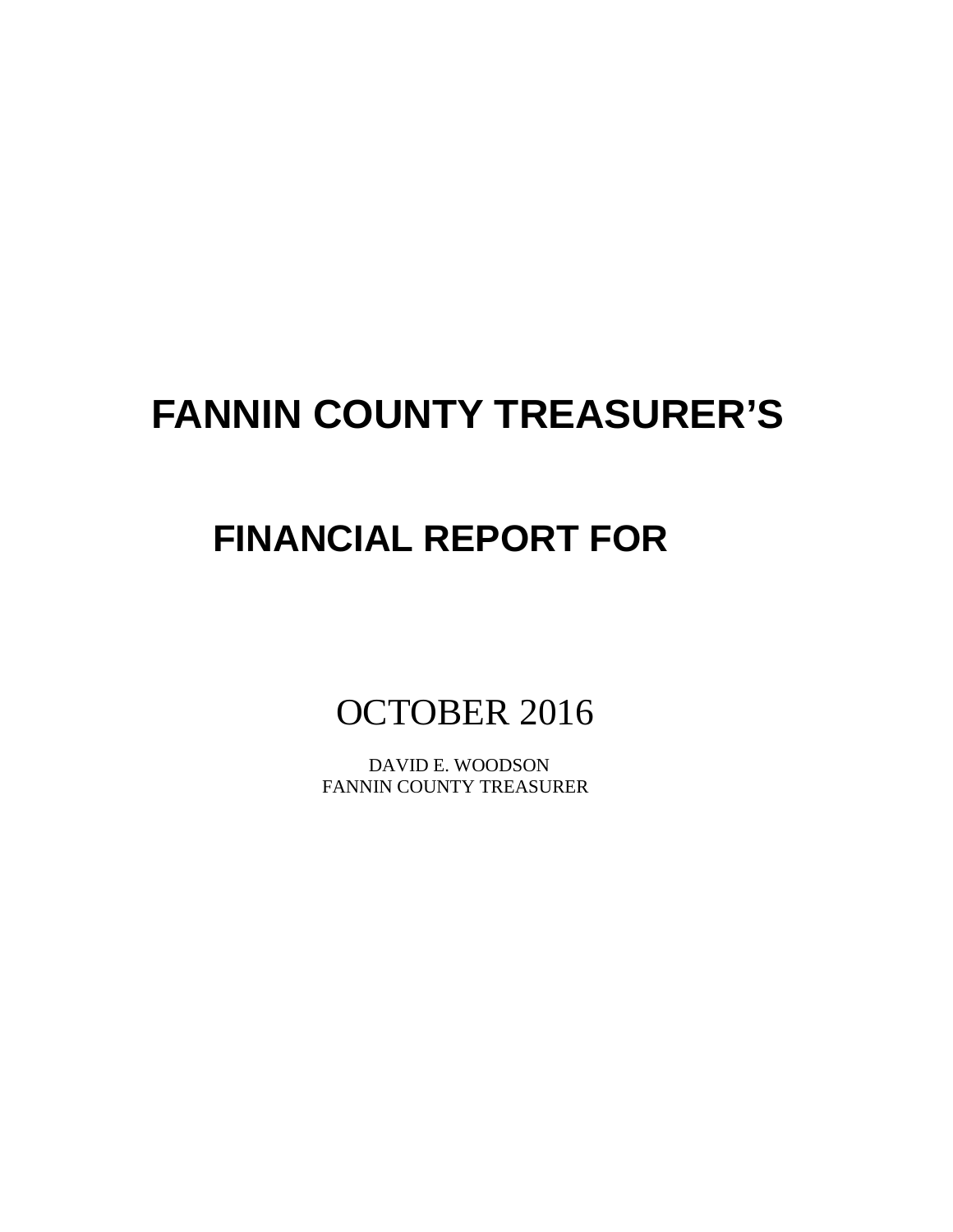# FANNIN COUNTY TREASURER'S

## FINANCIAL REPORT FOR

OCTOBER 2016

DAVID E. WOODSON
FANNIN COUNTY TREASURER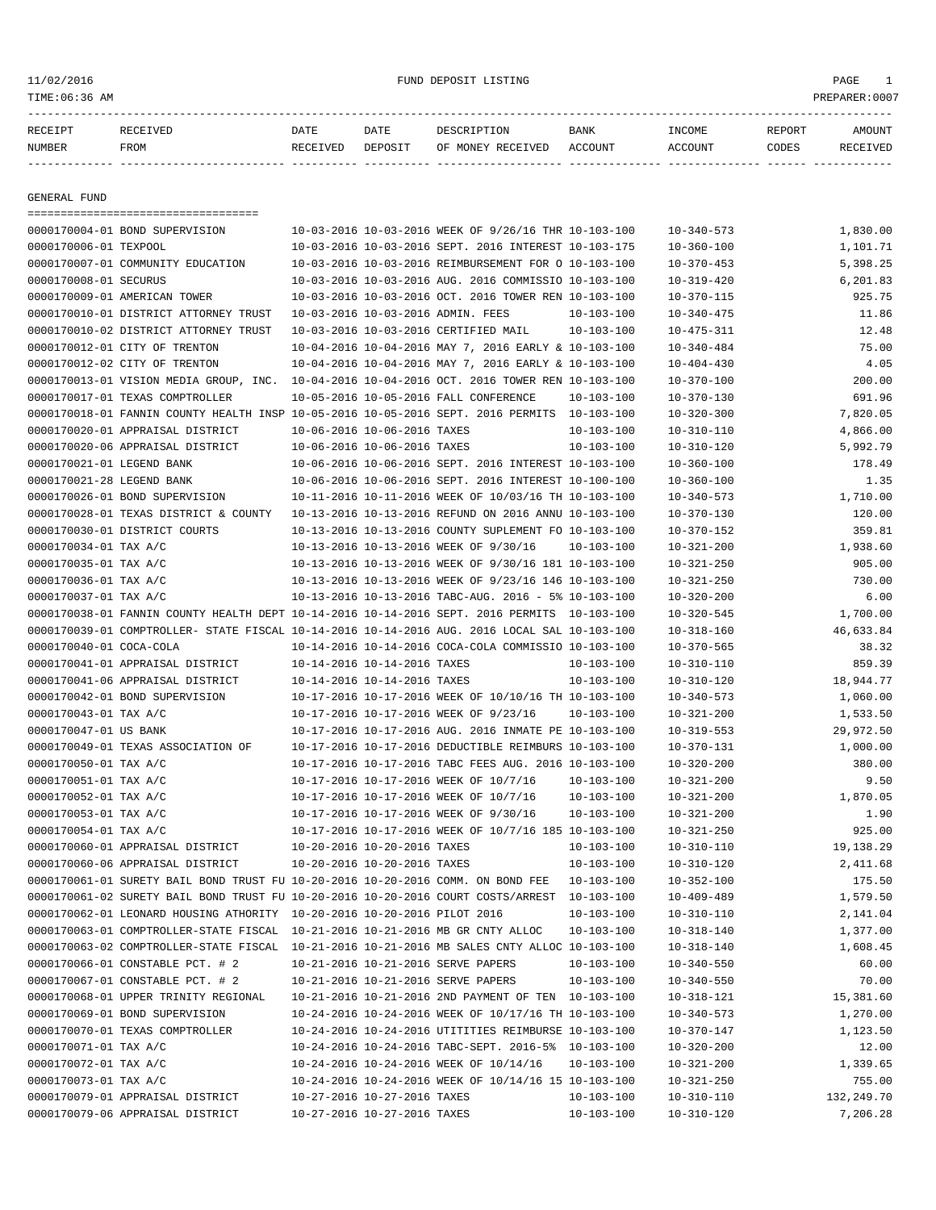11/02/2016 FUND DEPOSIT LISTING

TIME:06:36 AM PREPARER:0007

| RECEIPT NUMBER | RECEIVED FROM | DATE RECEIVED | DATE DEPOSIT | DESCRIPTION OF MONEY RECEIVED | BANK ACCOUNT | INCOME ACCOUNT | REPORT CODES | AMOUNT RECEIVED |
|---|---|---|---|---|---|---|---|---|

## GENERAL FUND

| RECEIPT NUMBER | RECEIVED FROM | DATE RECEIVED | DATE DEPOSIT | DESCRIPTION OF MONEY RECEIVED | BANK ACCOUNT | INCOME ACCOUNT | REPORT CODES | AMOUNT RECEIVED |
|---|---|---|---|---|---|---|---|---|
| 0000170004-01 | BOND SUPERVISION | 10-03-2016 | 10-03-2016 | WEEK OF 9/26/16 THR | 10-103-100 | 10-340-573 | | 1,830.00 |
| 0000170006-01 | TEXPOOL | 10-03-2016 | 10-03-2016 | SEPT. 2016 INTEREST | 10-103-175 | 10-360-100 | | 1,101.71 |
| 0000170007-01 | COMMUNITY EDUCATION | 10-03-2016 | 10-03-2016 | REIMBURSEMENT FOR O | 10-103-100 | 10-370-453 | | 5,398.25 |
| 0000170008-01 | SECURUS | 10-03-2016 | 10-03-2016 | AUG. 2016 COMMISSIO | 10-103-100 | 10-319-420 | | 6,201.83 |
| 0000170009-01 | AMERICAN TOWER | 10-03-2016 | 10-03-2016 | OCT. 2016 TOWER REN | 10-103-100 | 10-370-115 | | 925.75 |
| 0000170010-01 | DISTRICT ATTORNEY TRUST | 10-03-2016 | 10-03-2016 | ADMIN. FEES | 10-103-100 | 10-340-475 | | 11.86 |
| 0000170010-02 | DISTRICT ATTORNEY TRUST | 10-03-2016 | 10-03-2016 | CERTIFIED MAIL | 10-103-100 | 10-475-311 | | 12.48 |
| 0000170012-01 | CITY OF TRENTON | 10-04-2016 | 10-04-2016 | MAY 7, 2016 EARLY & | 10-103-100 | 10-340-484 | | 75.00 |
| 0000170012-02 | CITY OF TRENTON | 10-04-2016 | 10-04-2016 | MAY 7, 2016 EARLY & | 10-103-100 | 10-404-430 | | 4.05 |
| 0000170013-01 | VISION MEDIA GROUP, INC. | 10-04-2016 | 10-04-2016 | OCT. 2016 TOWER REN | 10-103-100 | 10-370-100 | | 200.00 |
| 0000170017-01 | TEXAS COMPTROLLER | 10-05-2016 | 10-05-2016 | FALL CONFERENCE | 10-103-100 | 10-370-130 | | 691.96 |
| 0000170018-01 | FANNIN COUNTY HEALTH INSP | 10-05-2016 | 10-05-2016 | SEPT. 2016 PERMITS | 10-103-100 | 10-320-300 | | 7,820.05 |
| 0000170020-01 | APPRAISAL DISTRICT | 10-06-2016 | 10-06-2016 | TAXES | 10-103-100 | 10-310-110 | | 4,866.00 |
| 0000170020-06 | APPRAISAL DISTRICT | 10-06-2016 | 10-06-2016 | TAXES | 10-103-100 | 10-310-120 | | 5,992.79 |
| 0000170021-01 | LEGEND BANK | 10-06-2016 | 10-06-2016 | SEPT. 2016 INTEREST | 10-103-100 | 10-360-100 | | 178.49 |
| 0000170021-28 | LEGEND BANK | 10-06-2016 | 10-06-2016 | SEPT. 2016 INTEREST | 10-100-100 | 10-360-100 | | 1.35 |
| 0000170026-01 | BOND SUPERVISION | 10-11-2016 | 10-11-2016 | WEEK OF 10/03/16 TH | 10-103-100 | 10-340-573 | | 1,710.00 |
| 0000170028-01 | TEXAS DISTRICT & COUNTY | 10-13-2016 | 10-13-2016 | REFUND ON 2016 ANNU | 10-103-100 | 10-370-130 | | 120.00 |
| 0000170030-01 | DISTRICT COURTS | 10-13-2016 | 10-13-2016 | COUNTY SUPLEMENT FO | 10-103-100 | 10-370-152 | | 359.81 |
| 0000170034-01 | TAX A/C | 10-13-2016 | 10-13-2016 | WEEK OF 9/30/16 | 10-103-100 | 10-321-200 | | 1,938.60 |
| 0000170035-01 | TAX A/C | 10-13-2016 | 10-13-2016 | WEEK OF 9/30/16 181 | 10-103-100 | 10-321-250 | | 905.00 |
| 0000170036-01 | TAX A/C | 10-13-2016 | 10-13-2016 | WEEK OF 9/23/16 146 | 10-103-100 | 10-321-250 | | 730.00 |
| 0000170037-01 | TAX A/C | 10-13-2016 | 10-13-2016 | TABC-AUG. 2016 - 5% | 10-103-100 | 10-320-200 | | 6.00 |
| 0000170038-01 | FANNIN COUNTY HEALTH DEPT | 10-14-2016 | 10-14-2016 | SEPT. 2016 PERMITS | 10-103-100 | 10-320-545 | | 1,700.00 |
| 0000170039-01 | COMPTROLLER- STATE FISCAL | 10-14-2016 | 10-14-2016 | AUG. 2016 LOCAL SAL | 10-103-100 | 10-318-160 | | 46,633.84 |
| 0000170040-01 | COCA-COLA | 10-14-2016 | 10-14-2016 | COCA-COLA COMMISSIO | 10-103-100 | 10-370-565 | | 38.32 |
| 0000170041-01 | APPRAISAL DISTRICT | 10-14-2016 | 10-14-2016 | TAXES | 10-103-100 | 10-310-110 | | 859.39 |
| 0000170041-06 | APPRAISAL DISTRICT | 10-14-2016 | 10-14-2016 | TAXES | 10-103-100 | 10-310-120 | | 18,944.77 |
| 0000170042-01 | BOND SUPERVISION | 10-17-2016 | 10-17-2016 | WEEK OF 10/10/16 TH | 10-103-100 | 10-340-573 | | 1,060.00 |
| 0000170043-01 | TAX A/C | 10-17-2016 | 10-17-2016 | WEEK OF 9/23/16 | 10-103-100 | 10-321-200 | | 1,533.50 |
| 0000170047-01 | US BANK | 10-17-2016 | 10-17-2016 | AUG. 2016 INMATE PE | 10-103-100 | 10-319-553 | | 29,972.50 |
| 0000170049-01 | TEXAS ASSOCIATION OF | 10-17-2016 | 10-17-2016 | DEDUCTIBLE REIMBURS | 10-103-100 | 10-370-131 | | 1,000.00 |
| 0000170050-01 | TAX A/C | 10-17-2016 | 10-17-2016 | TABC FEES AUG. 2016 | 10-103-100 | 10-320-200 | | 380.00 |
| 0000170051-01 | TAX A/C | 10-17-2016 | 10-17-2016 | WEEK OF 10/7/16 | 10-103-100 | 10-321-200 | | 9.50 |
| 0000170052-01 | TAX A/C | 10-17-2016 | 10-17-2016 | WEEK OF 10/7/16 | 10-103-100 | 10-321-200 | | 1,870.05 |
| 0000170053-01 | TAX A/C | 10-17-2016 | 10-17-2016 | WEEK OF 9/30/16 | 10-103-100 | 10-321-200 | | 1.90 |
| 0000170054-01 | TAX A/C | 10-17-2016 | 10-17-2016 | WEEK OF 10/7/16 185 | 10-103-100 | 10-321-250 | | 925.00 |
| 0000170060-01 | APPRAISAL DISTRICT | 10-20-2016 | 10-20-2016 | TAXES | 10-103-100 | 10-310-110 | | 19,138.29 |
| 0000170060-06 | APPRAISAL DISTRICT | 10-20-2016 | 10-20-2016 | TAXES | 10-103-100 | 10-310-120 | | 2,411.68 |
| 0000170061-01 | SURETY BAIL BOND TRUST FU | 10-20-2016 | 10-20-2016 | COMM. ON BOND FEE | 10-103-100 | 10-352-100 | | 175.50 |
| 0000170061-02 | SURETY BAIL BOND TRUST FU | 10-20-2016 | 10-20-2016 | COURT COSTS/ARREST | 10-103-100 | 10-409-489 | | 1,579.50 |
| 0000170062-01 | LEONARD HOUSING ATHORITY | 10-20-2016 | 10-20-2016 | PILOT 2016 | 10-103-100 | 10-310-110 | | 2,141.04 |
| 0000170063-01 | COMPTROLLER-STATE FISCAL | 10-21-2016 | 10-21-2016 | MB GR CNTY ALLOC | 10-103-100 | 10-318-140 | | 1,377.00 |
| 0000170063-02 | COMPTROLLER-STATE FISCAL | 10-21-2016 | 10-21-2016 | MB SALES CNTY ALLOC | 10-103-100 | 10-318-140 | | 1,608.45 |
| 0000170066-01 | CONSTABLE PCT. # 2 | 10-21-2016 | 10-21-2016 | SERVE PAPERS | 10-103-100 | 10-340-550 | | 60.00 |
| 0000170067-01 | CONSTABLE PCT. # 2 | 10-21-2016 | 10-21-2016 | SERVE PAPERS | 10-103-100 | 10-340-550 | | 70.00 |
| 0000170068-01 | UPPER TRINITY REGIONAL | 10-21-2016 | 10-21-2016 | 2ND PAYMENT OF TEN | 10-103-100 | 10-318-121 | | 15,381.60 |
| 0000170069-01 | BOND SUPERVISION | 10-24-2016 | 10-24-2016 | WEEK OF 10/17/16 TH | 10-103-100 | 10-340-573 | | 1,270.00 |
| 0000170070-01 | TEXAS COMPTROLLER | 10-24-2016 | 10-24-2016 | UTITITIES REIMBURSE | 10-103-100 | 10-370-147 | | 1,123.50 |
| 0000170071-01 | TAX A/C | 10-24-2016 | 10-24-2016 | TABC-SEPT. 2016-5% | 10-103-100 | 10-320-200 | | 12.00 |
| 0000170072-01 | TAX A/C | 10-24-2016 | 10-24-2016 | WEEK OF 10/14/16 | 10-103-100 | 10-321-200 | | 1,339.65 |
| 0000170073-01 | TAX A/C | 10-24-2016 | 10-24-2016 | WEEK OF 10/14/16 15 | 10-103-100 | 10-321-250 | | 755.00 |
| 0000170079-01 | APPRAISAL DISTRICT | 10-27-2016 | 10-27-2016 | TAXES | 10-103-100 | 10-310-110 | | 132,249.70 |
| 0000170079-06 | APPRAISAL DISTRICT | 10-27-2016 | 10-27-2016 | TAXES | 10-103-100 | 10-310-120 | | 7,206.28 |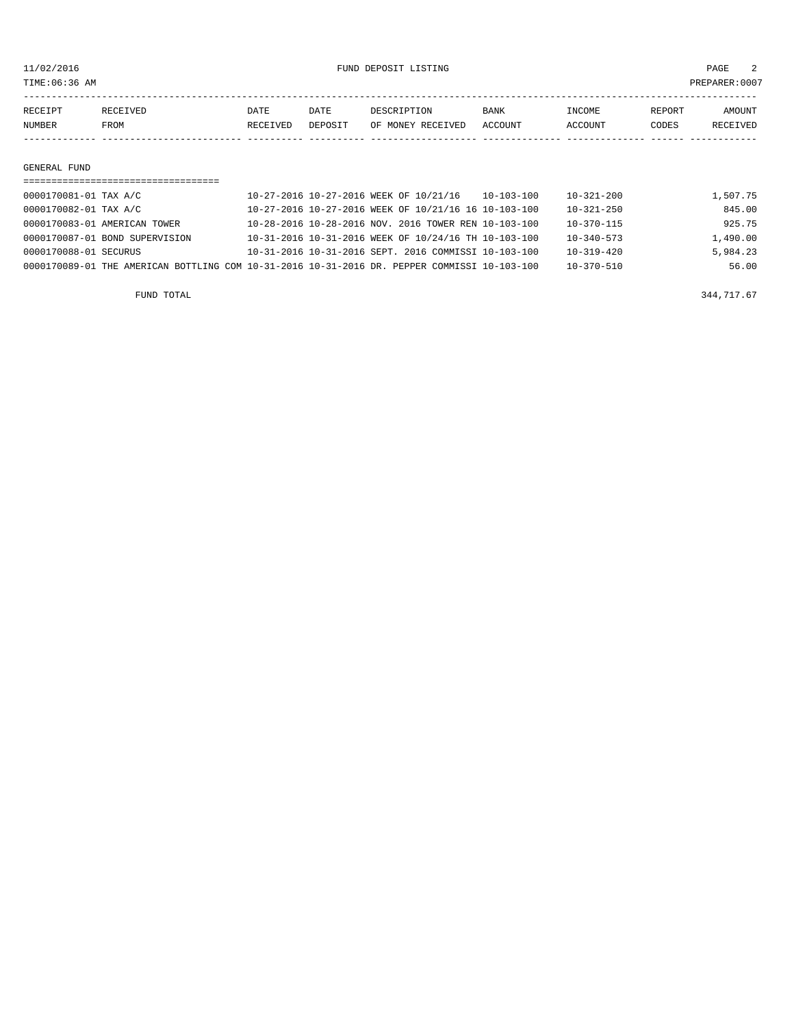11/02/2016 FUND DEPOSIT LISTING

TIME:06:36 AM PREPARER:0007

| RECEIPT NUMBER | RECEIVED FROM | DATE RECEIVED | DATE DEPOSIT | DESCRIPTION OF MONEY RECEIVED | BANK ACCOUNT | INCOME ACCOUNT | REPORT CODES | AMOUNT RECEIVED |
|---|---|---|---|---|---|---|---|---|

## GENERAL FUND

| RECEIPT NUMBER | RECEIVED FROM | DATE RECEIVED | DATE DEPOSIT | DESCRIPTION OF MONEY RECEIVED | BANK ACCOUNT | INCOME ACCOUNT | REPORT CODES | AMOUNT RECEIVED |
|---|---|---|---|---|---|---|---|---|
| 0000170081-01 | TAX A/C | 10-27-2016 | 10-27-2016 | WEEK OF 10/21/16 | 10-103-100 | 10-321-200 | | 1,507.75 |
| 0000170082-01 | TAX A/C | 10-27-2016 | 10-27-2016 | WEEK OF 10/21/16 16 | 10-103-100 | 10-321-250 | | 845.00 |
| 0000170083-01 | AMERICAN TOWER | 10-28-2016 | 10-28-2016 | NOV. 2016 TOWER REN | 10-103-100 | 10-370-115 | | 925.75 |
| 0000170087-01 | BOND SUPERVISION | 10-31-2016 | 10-31-2016 | WEEK OF 10/24/16 TH | 10-103-100 | 10-340-573 | | 1,490.00 |
| 0000170088-01 | SECURUS | 10-31-2016 | 10-31-2016 | SEPT. 2016 COMMISSI | 10-103-100 | 10-319-420 | | 5,984.23 |
| 0000170089-01 | THE AMERICAN BOTTLING COM | 10-31-2016 | 10-31-2016 | DR. PEPPER COMMISSI | 10-103-100 | 10-370-510 | | 56.00 |

FUND TOTAL 344,717.67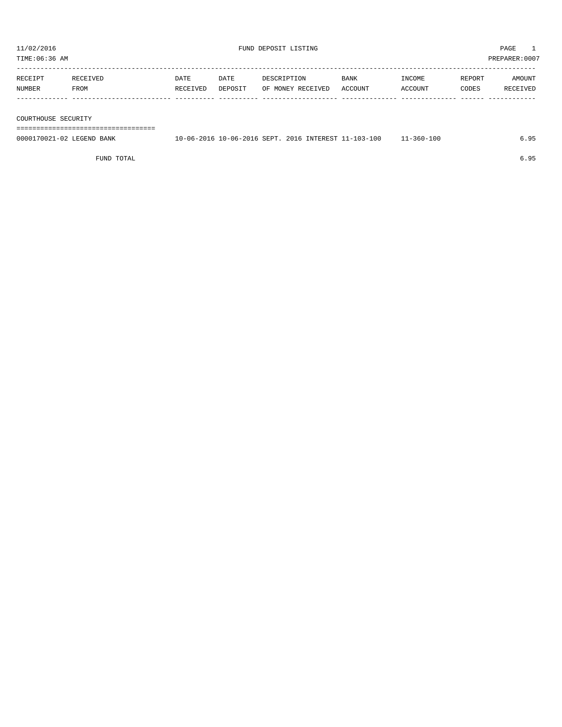11/02/2016 FUND DEPOSIT LISTING PAGE 1

TIME:06:36 AM PREPARER:0007

| RECEIPT NUMBER | RECEIVED FROM | DATE RECEIVED | DATE DEPOSIT | DESCRIPTION OF MONEY RECEIVED | BANK ACCOUNT | INCOME ACCOUNT | REPORT CODES | AMOUNT RECEIVED |
|---|---|---|---|---|---|---|---|---|
| **COURTHOUSE SECURITY** | | | | | | | | |
| 0000170021-02 | LEGEND BANK | 10-06-2016 | 10-06-2016 | SEPT. 2016 INTEREST | 11-103-100 | 11-360-100 | | 6.95 |
| | FUND TOTAL | | | | | | | 6.95 |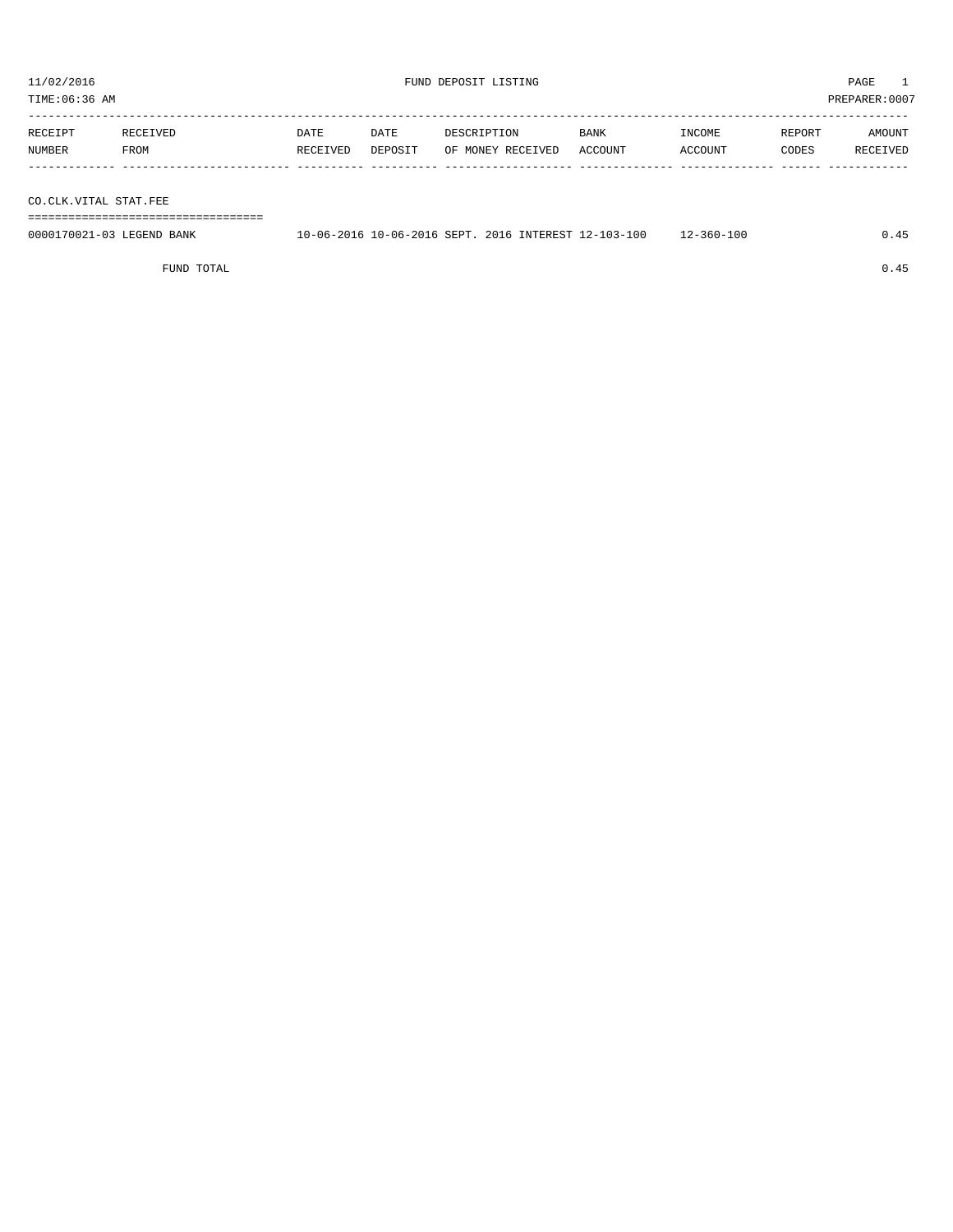11/02/2016 FUND DEPOSIT LISTING

TIME:06:36 AM PREPARER:0007

| RECEIPT NUMBER | RECEIVED FROM | DATE RECEIVED | DATE DEPOSIT | DESCRIPTION OF MONEY RECEIVED | BANK ACCOUNT | INCOME ACCOUNT | REPORT CODES | AMOUNT RECEIVED |
|---|---|---|---|---|---|---|---|---|
| **CO.CLK.VITAL STAT.FEE** | | | | | | | | |
| 0000170021-03 | LEGEND BANK | 10-06-2016 | 10-06-2016 | SEPT. 2016 INTEREST | 12-103-100 | 12-360-100 | | 0.45 |
| | FUND TOTAL | | | | | | | 0.45 |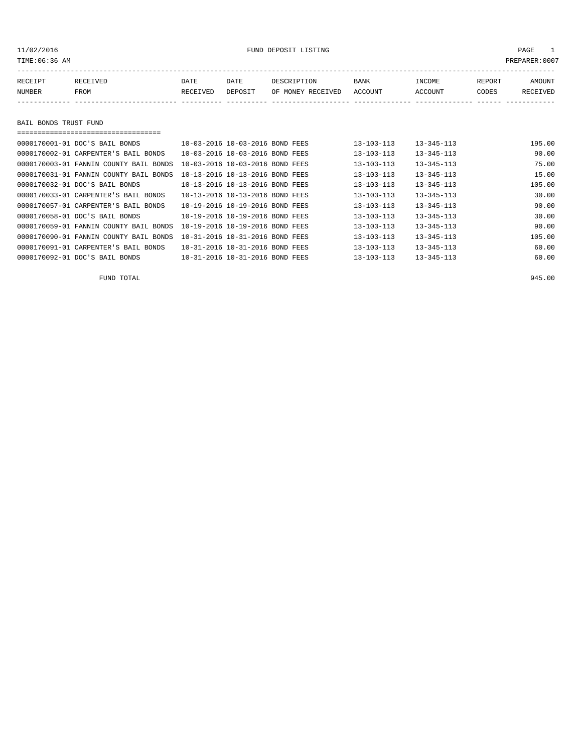11/02/2016 FUND DEPOSIT LISTING
TIME:06:36 AM PREPARER:0007

| RECEIPT NUMBER | RECEIVED FROM | DATE RECEIVED | DATE DEPOSIT | DESCRIPTION OF MONEY RECEIVED | BANK ACCOUNT | INCOME ACCOUNT | REPORT CODES | AMOUNT RECEIVED |
|---|---|---|---|---|---|---|---|---|
| **BAIL BONDS TRUST FUND** | | | | | | | | |
| 0000170001-01 | DOC'S BAIL BONDS | 10-03-2016 | 10-03-2016 | BOND FEES | 13-103-113 | 13-345-113 | | 195.00 |
| 0000170002-01 | CARPENTER'S BAIL BONDS | 10-03-2016 | 10-03-2016 | BOND FEES | 13-103-113 | 13-345-113 | | 90.00 |
| 0000170003-01 | FANNIN COUNTY BAIL BONDS | 10-03-2016 | 10-03-2016 | BOND FEES | 13-103-113 | 13-345-113 | | 75.00 |
| 0000170031-01 | FANNIN COUNTY BAIL BONDS | 10-13-2016 | 10-13-2016 | BOND FEES | 13-103-113 | 13-345-113 | | 15.00 |
| 0000170032-01 | DOC'S BAIL BONDS | 10-13-2016 | 10-13-2016 | BOND FEES | 13-103-113 | 13-345-113 | | 105.00 |
| 0000170033-01 | CARPENTER'S BAIL BONDS | 10-13-2016 | 10-13-2016 | BOND FEES | 13-103-113 | 13-345-113 | | 30.00 |
| 0000170057-01 | CARPENTER'S BAIL BONDS | 10-19-2016 | 10-19-2016 | BOND FEES | 13-103-113 | 13-345-113 | | 90.00 |
| 0000170058-01 | DOC'S BAIL BONDS | 10-19-2016 | 10-19-2016 | BOND FEES | 13-103-113 | 13-345-113 | | 30.00 |
| 0000170059-01 | FANNIN COUNTY BAIL BONDS | 10-19-2016 | 10-19-2016 | BOND FEES | 13-103-113 | 13-345-113 | | 90.00 |
| 0000170090-01 | FANNIN COUNTY BAIL BONDS | 10-31-2016 | 10-31-2016 | BOND FEES | 13-103-113 | 13-345-113 | | 105.00 |
| 0000170091-01 | CARPENTER'S BAIL BONDS | 10-31-2016 | 10-31-2016 | BOND FEES | 13-103-113 | 13-345-113 | | 60.00 |
| 0000170092-01 | DOC'S BAIL BONDS | 10-31-2016 | 10-31-2016 | BOND FEES | 13-103-113 | 13-345-113 | | 60.00 |
| | FUND TOTAL | | | | | | | 945.00 |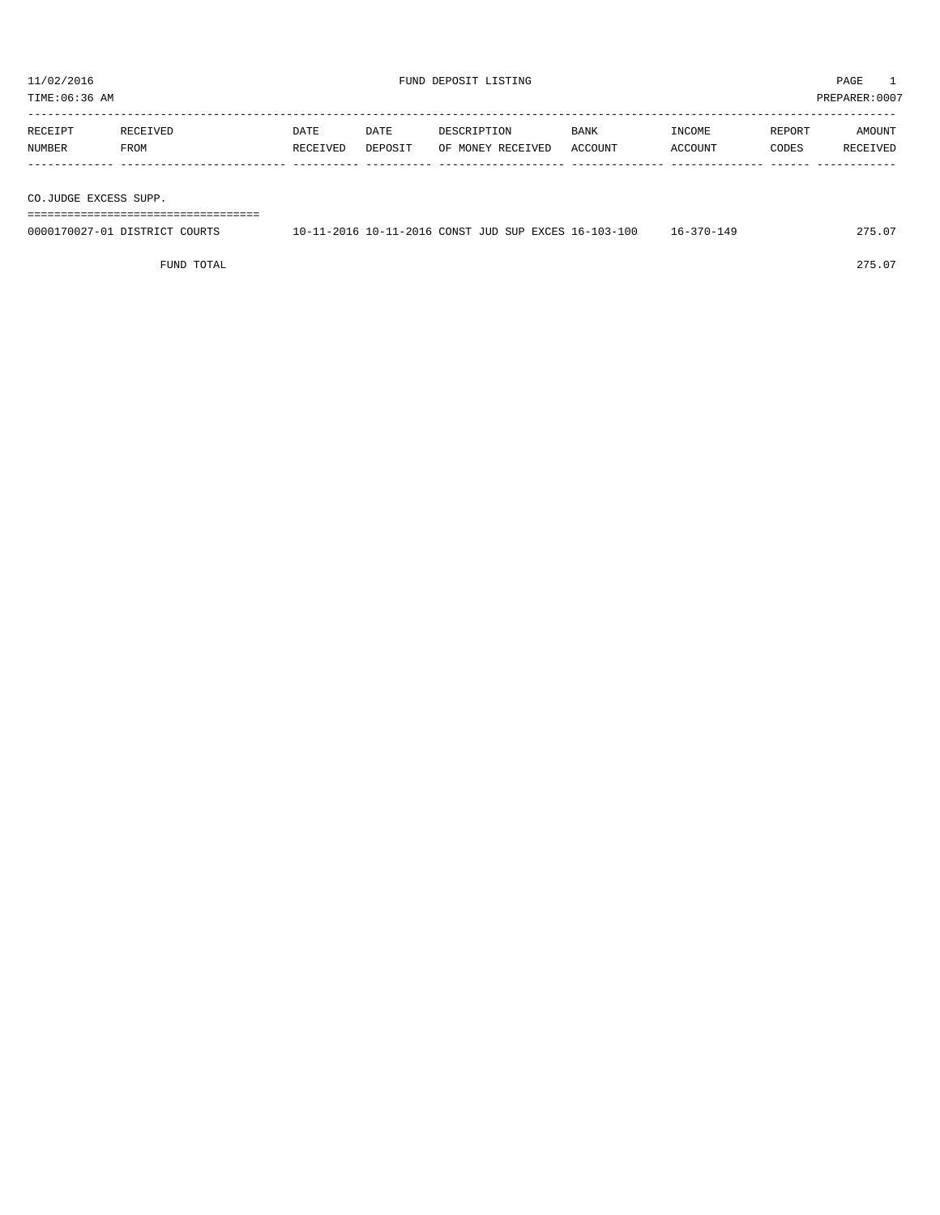# FUND DEPOSIT LISTING

11/02/2016
TIME:06:36 AM
PREPARER:0007

| RECEIPT NUMBER | RECEIVED FROM | DATE RECEIVED | DATE DEPOSIT | DESCRIPTION OF MONEY RECEIVED | BANK ACCOUNT | INCOME ACCOUNT | REPORT CODES | AMOUNT RECEIVED |
|---|---|---|---|---|---|---|---|---|
| **CO.JUDGE EXCESS SUPP.** | | | | | | | | |
| 0000170027-01 | DISTRICT COURTS | 10-11-2016 | 10-11-2016 | CONST JUD SUP EXCES | 16-103-100 | 16-370-149 | | 275.07 |
| | FUND TOTAL | | | | | | | 275.07 |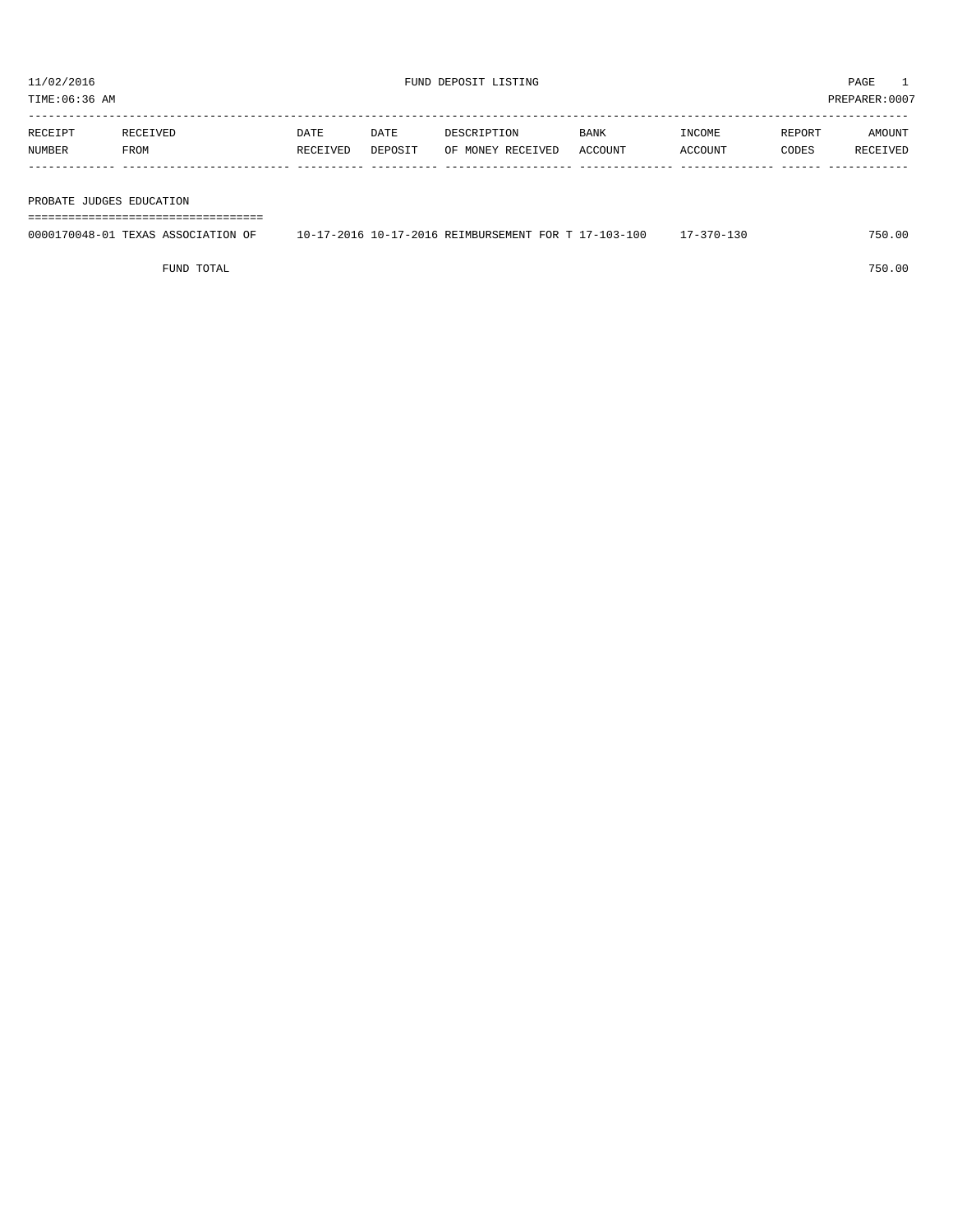11/02/2016 FUND DEPOSIT LISTING

TIME:06:36 AM PREPARER:0007

| RECEIPT NUMBER | RECEIVED FROM | DATE RECEIVED | DATE DEPOSIT | DESCRIPTION OF MONEY RECEIVED | BANK ACCOUNT | INCOME ACCOUNT | REPORT CODES | AMOUNT RECEIVED |
|---|---|---|---|---|---|---|---|---|

PROBATE JUDGES EDUCATION

| RECEIPT NUMBER | RECEIVED FROM | DATE RECEIVED | DATE DEPOSIT | DESCRIPTION OF MONEY RECEIVED | BANK ACCOUNT | INCOME ACCOUNT | REPORT CODES | AMOUNT RECEIVED |
|---|---|---|---|---|---|---|---|---|
| 0000170048-01 | TEXAS ASSOCIATION OF | 10-17-2016 | 10-17-2016 | REIMBURSEMENT FOR T | 17-103-100 | 17-370-130 | | 750.00 |
| | FUND TOTAL | | | | | | | 750.00 |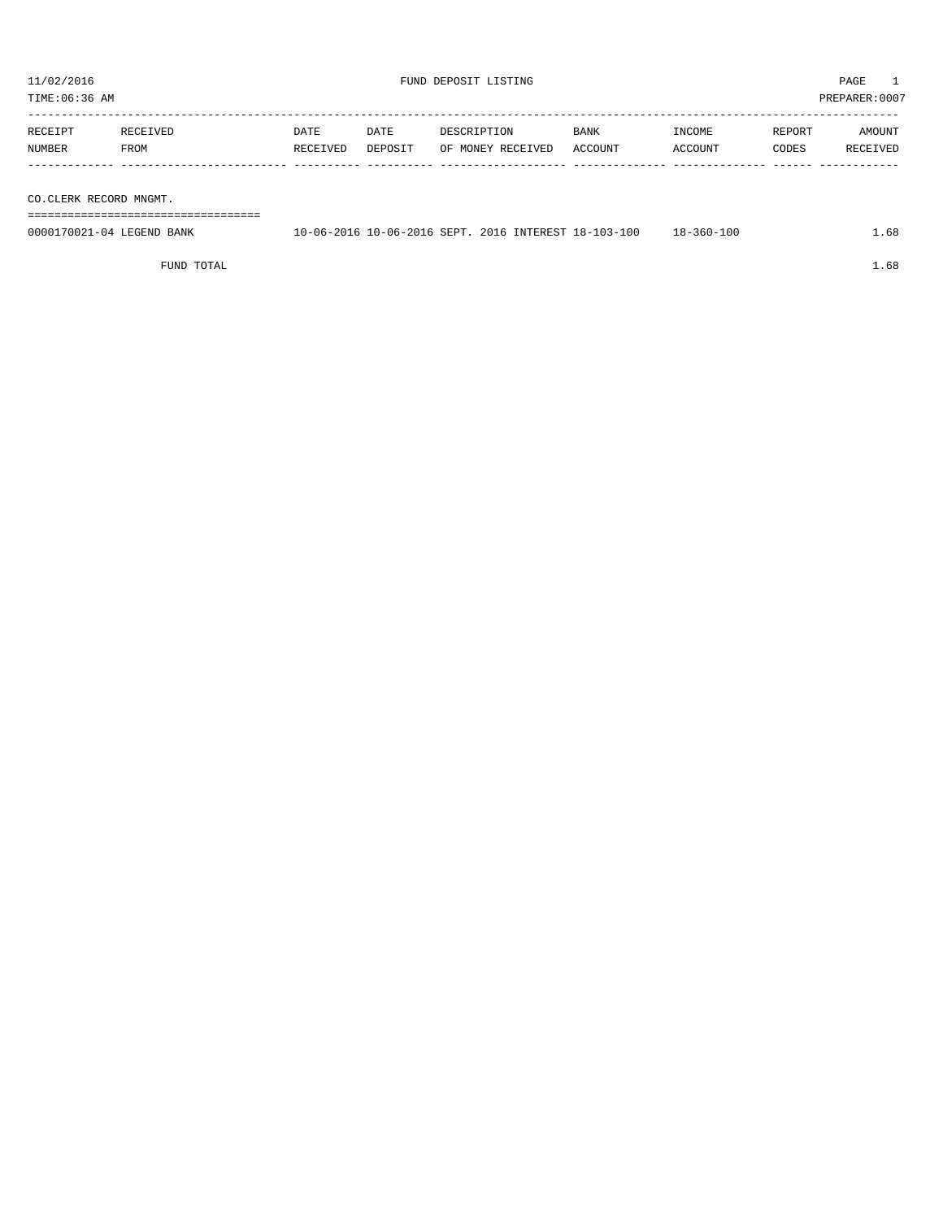# FUND DEPOSIT LISTING

11/02/2016
TIME:06:36 AM
PREPARER:0007

| RECEIPT NUMBER | RECEIVED FROM | DATE RECEIVED | DATE DEPOSIT | DESCRIPTION OF MONEY RECEIVED | BANK ACCOUNT | INCOME ACCOUNT | REPORT CODES | AMOUNT RECEIVED |
|---|---|---|---|---|---|---|---|---|
| **CO.CLERK RECORD MNGMT.** | | | | | | | | |
| 0000170021-04 | LEGEND BANK | 10-06-2016 | 10-06-2016 | SEPT. 2016 INTEREST | 18-103-100 | 18-360-100 | | 1.68 |
| | FUND TOTAL | | | | | | | 1.68 |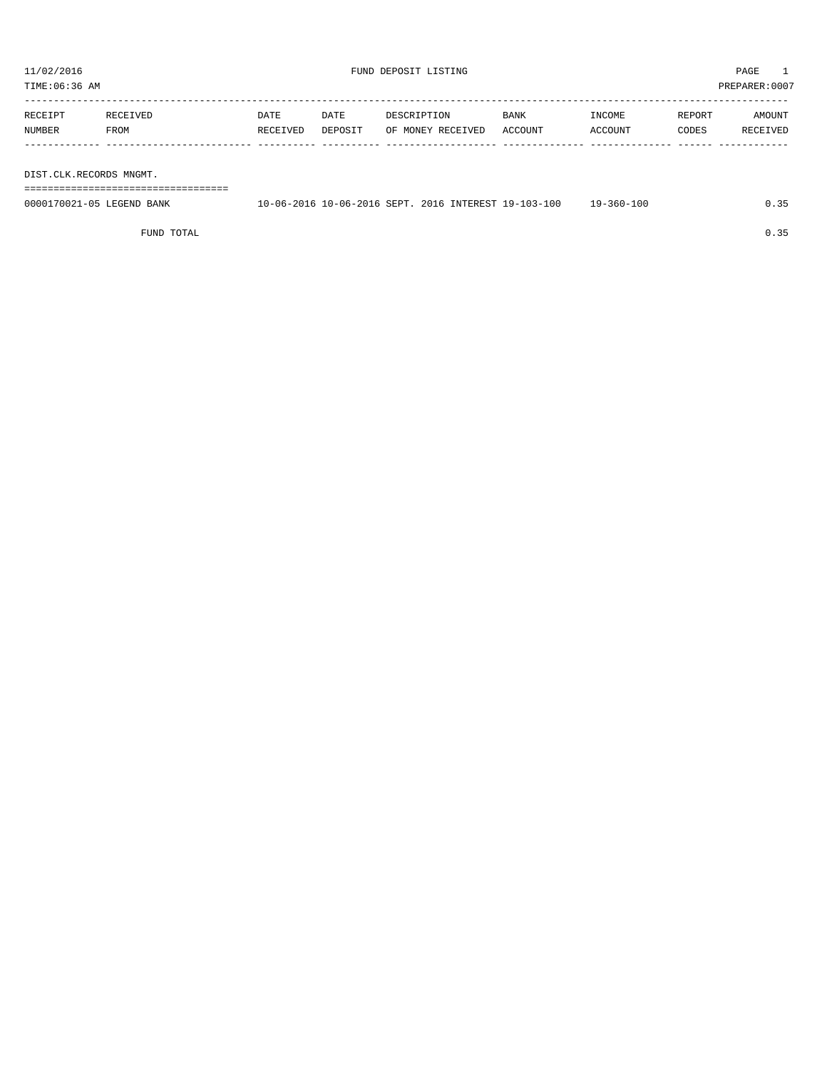11/02/2016 FUND DEPOSIT LISTING PAGE 1

TIME:06:36 AM PREPARER:0007

| RECEIPT NUMBER | RECEIVED FROM | DATE RECEIVED | DATE DEPOSIT | DESCRIPTION OF MONEY RECEIVED | BANK ACCOUNT | INCOME ACCOUNT | REPORT CODES | AMOUNT RECEIVED |
|---|---|---|---|---|---|---|---|---|
| **DIST.CLK.RECORDS MNGMT.** | | | | | | | | |
| 0000170021-05 | LEGEND BANK | 10-06-2016 | 10-06-2016 | SEPT. 2016 INTEREST | 19-103-100 | 19-360-100 | | 0.35 |
| | FUND TOTAL | | | | | | | 0.35 |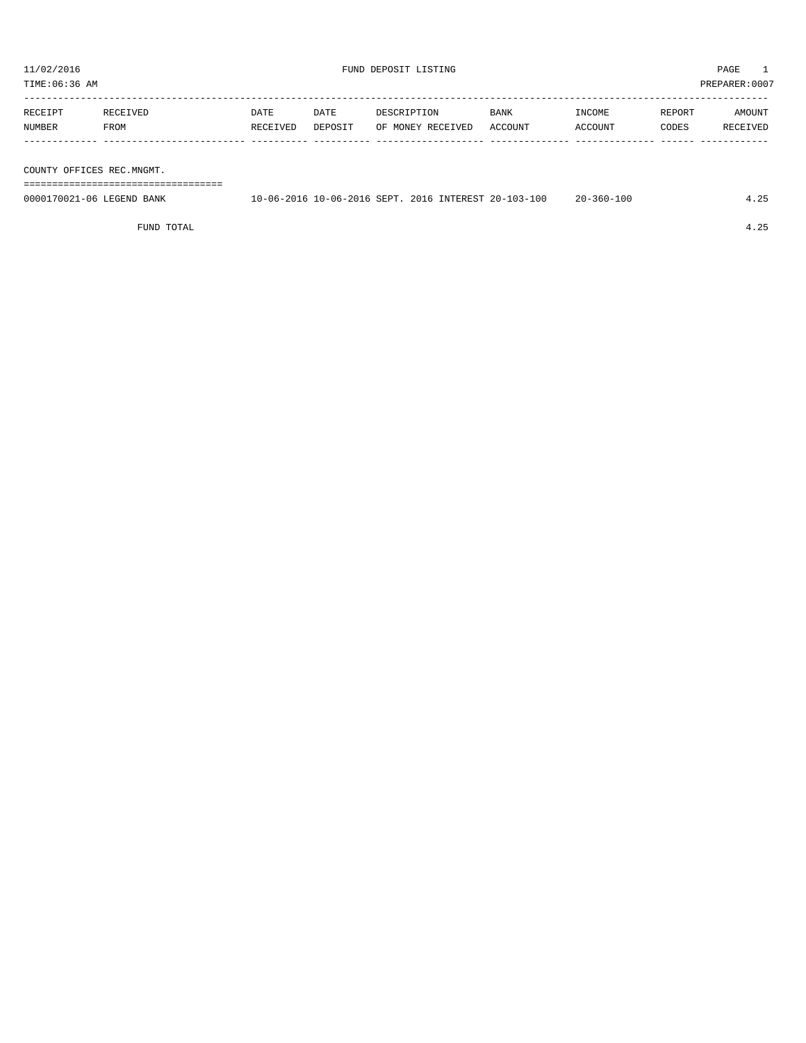FUND DEPOSIT LISTING

TIME:06:36 AM PREPARER:0007

| RECEIPT NUMBER | RECEIVED FROM | DATE RECEIVED | DATE DEPOSIT | DESCRIPTION OF MONEY RECEIVED | BANK ACCOUNT | INCOME ACCOUNT | REPORT CODES | AMOUNT RECEIVED |
|---|---|---|---|---|---|---|---|---|
| **COUNTY OFFICES REC.MNGMT.** | | | | | | | | |
| 0000170021-06 | LEGEND BANK | 10-06-2016 | 10-06-2016 | SEPT. 2016 INTEREST | 20-103-100 | 20-360-100 | | 4.25 |
| | FUND TOTAL | | | | | | | 4.25 |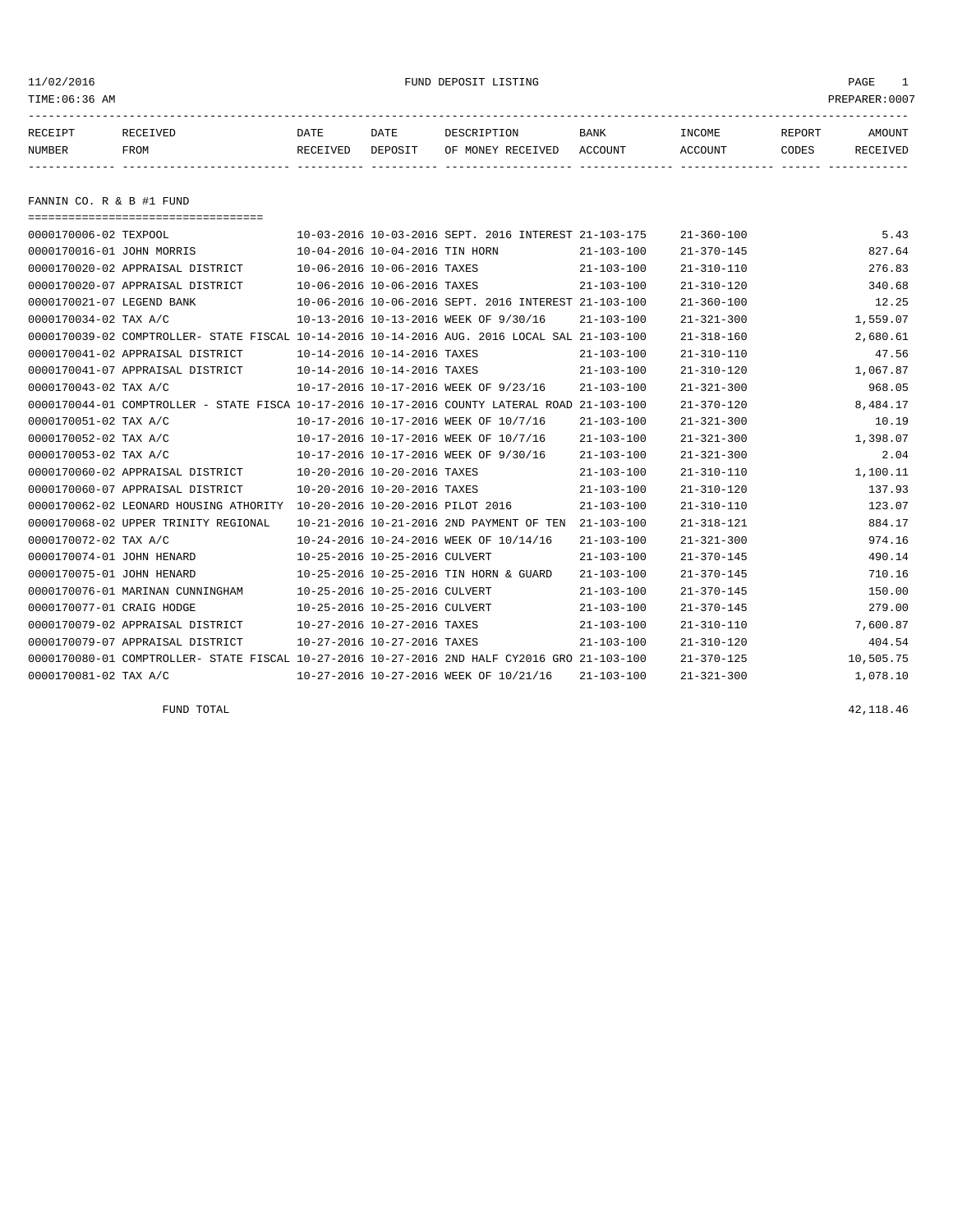11/02/2016 FUND DEPOSIT LISTING
TIME:06:36 AM PREPARER:0007

## FANNIN CO. R & B #1 FUND

| RECEIPT NUMBER | RECEIVED FROM | DATE RECEIVED | DATE DEPOSIT | DESCRIPTION OF MONEY RECEIVED | BANK ACCOUNT | INCOME ACCOUNT | REPORT CODES | AMOUNT RECEIVED |
|---|---|---|---|---|---|---|---|---|
| 0000170006-02 | TEXPOOL | 10-03-2016 | 10-03-2016 | SEPT. 2016 INTEREST | 21-103-175 | 21-360-100 | | 5.43 |
| 0000170016-01 | JOHN MORRIS | 10-04-2016 | 10-04-2016 | TIN HORN | 21-103-100 | 21-370-145 | | 827.64 |
| 0000170020-02 | APPRAISAL DISTRICT | 10-06-2016 | 10-06-2016 | TAXES | 21-103-100 | 21-310-110 | | 276.83 |
| 0000170020-07 | APPRAISAL DISTRICT | 10-06-2016 | 10-06-2016 | TAXES | 21-103-100 | 21-310-120 | | 340.68 |
| 0000170021-07 | LEGEND BANK | 10-06-2016 | 10-06-2016 | SEPT. 2016 INTEREST | 21-103-100 | 21-360-100 | | 12.25 |
| 0000170034-02 | TAX A/C | 10-13-2016 | 10-13-2016 | WEEK OF 9/30/16 | 21-103-100 | 21-321-300 | | 1,559.07 |
| 0000170039-02 | COMPTROLLER- STATE FISCAL | 10-14-2016 | 10-14-2016 | AUG. 2016 LOCAL SAL | 21-103-100 | 21-318-160 | | 2,680.61 |
| 0000170041-02 | APPRAISAL DISTRICT | 10-14-2016 | 10-14-2016 | TAXES | 21-103-100 | 21-310-110 | | 47.56 |
| 0000170041-07 | APPRAISAL DISTRICT | 10-14-2016 | 10-14-2016 | TAXES | 21-103-100 | 21-310-120 | | 1,067.87 |
| 0000170043-02 | TAX A/C | 10-17-2016 | 10-17-2016 | WEEK OF 9/23/16 | 21-103-100 | 21-321-300 | | 968.05 |
| 0000170044-01 | COMPTROLLER - STATE FISCA | 10-17-2016 | 10-17-2016 | COUNTY LATERAL ROAD | 21-103-100 | 21-370-120 | | 8,484.17 |
| 0000170051-02 | TAX A/C | 10-17-2016 | 10-17-2016 | WEEK OF 10/7/16 | 21-103-100 | 21-321-300 | | 10.19 |
| 0000170052-02 | TAX A/C | 10-17-2016 | 10-17-2016 | WEEK OF 10/7/16 | 21-103-100 | 21-321-300 | | 1,398.07 |
| 0000170053-02 | TAX A/C | 10-17-2016 | 10-17-2016 | WEEK OF 9/30/16 | 21-103-100 | 21-321-300 | | 2.04 |
| 0000170060-02 | APPRAISAL DISTRICT | 10-20-2016 | 10-20-2016 | TAXES | 21-103-100 | 21-310-110 | | 1,100.11 |
| 0000170060-07 | APPRAISAL DISTRICT | 10-20-2016 | 10-20-2016 | TAXES | 21-103-100 | 21-310-120 | | 137.93 |
| 0000170062-02 | LEONARD HOUSING ATHORITY | 10-20-2016 | 10-20-2016 | PILOT 2016 | 21-103-100 | 21-310-110 | | 123.07 |
| 0000170068-02 | UPPER TRINITY REGIONAL | 10-21-2016 | 10-21-2016 | 2ND PAYMENT OF TEN | 21-103-100 | 21-318-121 | | 884.17 |
| 0000170072-02 | TAX A/C | 10-24-2016 | 10-24-2016 | WEEK OF 10/14/16 | 21-103-100 | 21-321-300 | | 974.16 |
| 0000170074-01 | JOHN HENARD | 10-25-2016 | 10-25-2016 | CULVERT | 21-103-100 | 21-370-145 | | 490.14 |
| 0000170075-01 | JOHN HENARD | 10-25-2016 | 10-25-2016 | TIN HORN & GUARD | 21-103-100 | 21-370-145 | | 710.16 |
| 0000170076-01 | MARINAN CUNNINGHAM | 10-25-2016 | 10-25-2016 | CULVERT | 21-103-100 | 21-370-145 | | 150.00 |
| 0000170077-01 | CRAIG HODGE | 10-25-2016 | 10-25-2016 | CULVERT | 21-103-100 | 21-370-145 | | 279.00 |
| 0000170079-02 | APPRAISAL DISTRICT | 10-27-2016 | 10-27-2016 | TAXES | 21-103-100 | 21-310-110 | | 7,600.87 |
| 0000170079-07 | APPRAISAL DISTRICT | 10-27-2016 | 10-27-2016 | TAXES | 21-103-100 | 21-310-120 | | 404.54 |
| 0000170080-01 | COMPTROLLER- STATE FISCAL | 10-27-2016 | 10-27-2016 | 2ND HALF CY2016 GRO | 21-103-100 | 21-370-125 | | 10,505.75 |
| 0000170081-02 | TAX A/C | 10-27-2016 | 10-27-2016 | WEEK OF 10/21/16 | 21-103-100 | 21-321-300 | | 1,078.10 |
| | FUND TOTAL | | | | | | | 42,118.46 |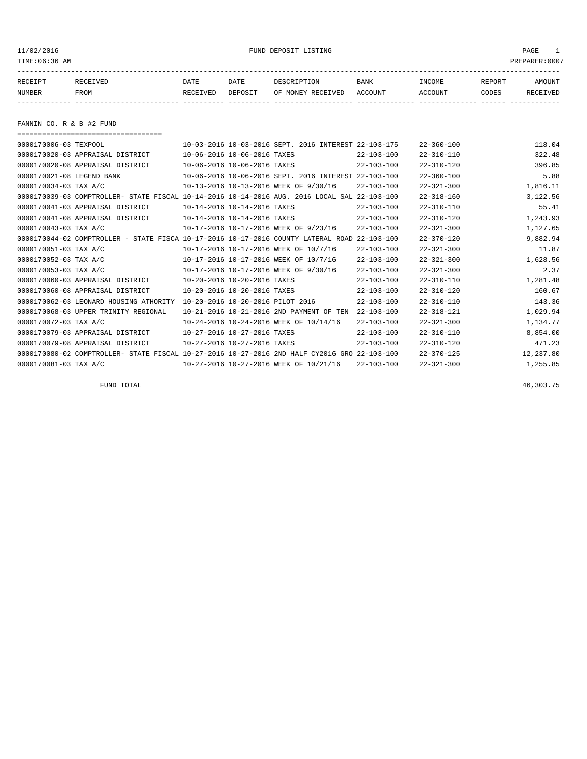11/02/2016 FUND DEPOSIT LISTING PAGE 1
TIME:06:36 AM PREPARER:0007

| RECEIPT NUMBER | RECEIVED FROM | DATE RECEIVED | DATE DEPOSIT | DESCRIPTION OF MONEY RECEIVED | BANK ACCOUNT | INCOME ACCOUNT | REPORT CODES | AMOUNT RECEIVED |
|---|---|---|---|---|---|---|---|---|
| **FANNIN CO. R & B #2 FUND** | | | | | | | | |
| 0000170006-03 | TEXPOOL | 10-03-2016 | 10-03-2016 | SEPT. 2016 INTEREST | 22-103-175 | 22-360-100 | | 118.04 |
| 0000170020-03 | APPRAISAL DISTRICT | 10-06-2016 | 10-06-2016 | TAXES | 22-103-100 | 22-310-110 | | 322.48 |
| 0000170020-08 | APPRAISAL DISTRICT | 10-06-2016 | 10-06-2016 | TAXES | 22-103-100 | 22-310-120 | | 396.85 |
| 0000170021-08 | LEGEND BANK | 10-06-2016 | 10-06-2016 | SEPT. 2016 INTEREST | 22-103-100 | 22-360-100 | | 5.88 |
| 0000170034-03 | TAX A/C | 10-13-2016 | 10-13-2016 | WEEK OF 9/30/16 | 22-103-100 | 22-321-300 | | 1,816.11 |
| 0000170039-03 | COMPTROLLER- STATE FISCAL | 10-14-2016 | 10-14-2016 | AUG. 2016 LOCAL SAL | 22-103-100 | 22-318-160 | | 3,122.56 |
| 0000170041-03 | APPRAISAL DISTRICT | 10-14-2016 | 10-14-2016 | TAXES | 22-103-100 | 22-310-110 | | 55.41 |
| 0000170041-08 | APPRAISAL DISTRICT | 10-14-2016 | 10-14-2016 | TAXES | 22-103-100 | 22-310-120 | | 1,243.93 |
| 0000170043-03 | TAX A/C | 10-17-2016 | 10-17-2016 | WEEK OF 9/23/16 | 22-103-100 | 22-321-300 | | 1,127.65 |
| 0000170044-02 | COMPTROLLER - STATE FISCA | 10-17-2016 | 10-17-2016 | COUNTY LATERAL ROAD | 22-103-100 | 22-370-120 | | 9,882.94 |
| 0000170051-03 | TAX A/C | 10-17-2016 | 10-17-2016 | WEEK OF 10/7/16 | 22-103-100 | 22-321-300 | | 11.87 |
| 0000170052-03 | TAX A/C | 10-17-2016 | 10-17-2016 | WEEK OF 10/7/16 | 22-103-100 | 22-321-300 | | 1,628.56 |
| 0000170053-03 | TAX A/C | 10-17-2016 | 10-17-2016 | WEEK OF 9/30/16 | 22-103-100 | 22-321-300 | | 2.37 |
| 0000170060-03 | APPRAISAL DISTRICT | 10-20-2016 | 10-20-2016 | TAXES | 22-103-100 | 22-310-110 | | 1,281.48 |
| 0000170060-08 | APPRAISAL DISTRICT | 10-20-2016 | 10-20-2016 | TAXES | 22-103-100 | 22-310-120 | | 160.67 |
| 0000170062-03 | LEONARD HOUSING ATHORITY | 10-20-2016 | 10-20-2016 | PILOT 2016 | 22-103-100 | 22-310-110 | | 143.36 |
| 0000170068-03 | UPPER TRINITY REGIONAL | 10-21-2016 | 10-21-2016 | 2ND PAYMENT OF TEN | 22-103-100 | 22-318-121 | | 1,029.94 |
| 0000170072-03 | TAX A/C | 10-24-2016 | 10-24-2016 | WEEK OF 10/14/16 | 22-103-100 | 22-321-300 | | 1,134.77 |
| 0000170079-03 | APPRAISAL DISTRICT | 10-27-2016 | 10-27-2016 | TAXES | 22-103-100 | 22-310-110 | | 8,854.00 |
| 0000170079-08 | APPRAISAL DISTRICT | 10-27-2016 | 10-27-2016 | TAXES | 22-103-100 | 22-310-120 | | 471.23 |
| 0000170080-02 | COMPTROLLER- STATE FISCAL | 10-27-2016 | 10-27-2016 | 2ND HALF CY2016 GRO | 22-103-100 | 22-370-125 | | 12,237.80 |
| 0000170081-03 | TAX A/C | 10-27-2016 | 10-27-2016 | WEEK OF 10/21/16 | 22-103-100 | 22-321-300 | | 1,255.85 |
| | FUND TOTAL | | | | | | | 46,303.75 |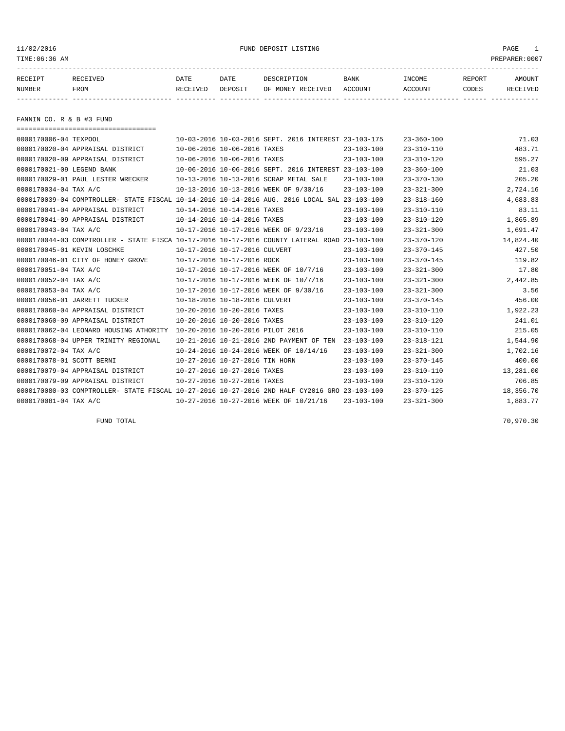11/02/2016 FUND DEPOSIT LISTING

TIME:06:36 AM PREPARER:0007

| RECEIPT NUMBER | RECEIVED FROM | DATE RECEIVED | DATE DEPOSIT | DESCRIPTION OF MONEY RECEIVED | BANK ACCOUNT | INCOME ACCOUNT | REPORT CODES | AMOUNT RECEIVED |
|---|---|---|---|---|---|---|---|---|

## FANNIN CO. R & B #3 FUND

| RECEIPT NUMBER | RECEIVED FROM | DATE RECEIVED | DATE DEPOSIT | DESCRIPTION OF MONEY RECEIVED | BANK ACCOUNT | INCOME ACCOUNT | REPORT CODES | AMOUNT RECEIVED |
|---|---|---|---|---|---|---|---|---|
| 0000170006-04 | TEXPOOL | 10-03-2016 | 10-03-2016 | SEPT. 2016 INTEREST | 23-103-175 | 23-360-100 | | 71.03 |
| 0000170020-04 | APPRAISAL DISTRICT | 10-06-2016 | 10-06-2016 | TAXES | 23-103-100 | 23-310-110 | | 483.71 |
| 0000170020-09 | APPRAISAL DISTRICT | 10-06-2016 | 10-06-2016 | TAXES | 23-103-100 | 23-310-120 | | 595.27 |
| 0000170021-09 | LEGEND BANK | 10-06-2016 | 10-06-2016 | SEPT. 2016 INTEREST | 23-103-100 | 23-360-100 | | 21.03 |
| 0000170029-01 | PAUL LESTER WRECKER | 10-13-2016 | 10-13-2016 | SCRAP METAL SALE | 23-103-100 | 23-370-130 | | 205.20 |
| 0000170034-04 | TAX A/C | 10-13-2016 | 10-13-2016 | WEEK OF 9/30/16 | 23-103-100 | 23-321-300 | | 2,724.16 |
| 0000170039-04 | COMPTROLLER- STATE FISCAL | 10-14-2016 | 10-14-2016 | AUG. 2016 LOCAL SAL | 23-103-100 | 23-318-160 | | 4,683.83 |
| 0000170041-04 | APPRAISAL DISTRICT | 10-14-2016 | 10-14-2016 | TAXES | 23-103-100 | 23-310-110 | | 83.11 |
| 0000170041-09 | APPRAISAL DISTRICT | 10-14-2016 | 10-14-2016 | TAXES | 23-103-100 | 23-310-120 | | 1,865.89 |
| 0000170043-04 | TAX A/C | 10-17-2016 | 10-17-2016 | WEEK OF 9/23/16 | 23-103-100 | 23-321-300 | | 1,691.47 |
| 0000170044-03 | COMPTROLLER - STATE FISCA | 10-17-2016 | 10-17-2016 | COUNTY LATERAL ROAD | 23-103-100 | 23-370-120 | | 14,824.40 |
| 0000170045-01 | KEVIN LOSCHKE | 10-17-2016 | 10-17-2016 | CULVERT | 23-103-100 | 23-370-145 | | 427.50 |
| 0000170046-01 | CITY OF HONEY GROVE | 10-17-2016 | 10-17-2016 | ROCK | 23-103-100 | 23-370-145 | | 119.82 |
| 0000170051-04 | TAX A/C | 10-17-2016 | 10-17-2016 | WEEK OF 10/7/16 | 23-103-100 | 23-321-300 | | 17.80 |
| 0000170052-04 | TAX A/C | 10-17-2016 | 10-17-2016 | WEEK OF 10/7/16 | 23-103-100 | 23-321-300 | | 2,442.85 |
| 0000170053-04 | TAX A/C | 10-17-2016 | 10-17-2016 | WEEK OF 9/30/16 | 23-103-100 | 23-321-300 | | 3.56 |
| 0000170056-01 | JARRETT TUCKER | 10-18-2016 | 10-18-2016 | CULVERT | 23-103-100 | 23-370-145 | | 456.00 |
| 0000170060-04 | APPRAISAL DISTRICT | 10-20-2016 | 10-20-2016 | TAXES | 23-103-100 | 23-310-110 | | 1,922.23 |
| 0000170060-09 | APPRAISAL DISTRICT | 10-20-2016 | 10-20-2016 | TAXES | 23-103-100 | 23-310-120 | | 241.01 |
| 0000170062-04 | LEONARD HOUSING ATHORITY | 10-20-2016 | 10-20-2016 | PILOT 2016 | 23-103-100 | 23-310-110 | | 215.05 |
| 0000170068-04 | UPPER TRINITY REGIONAL | 10-21-2016 | 10-21-2016 | 2ND PAYMENT OF TEN | 23-103-100 | 23-318-121 | | 1,544.90 |
| 0000170072-04 | TAX A/C | 10-24-2016 | 10-24-2016 | WEEK OF 10/14/16 | 23-103-100 | 23-321-300 | | 1,702.16 |
| 0000170078-01 | SCOTT BERNI | 10-27-2016 | 10-27-2016 | TIN HORN | 23-103-100 | 23-370-145 | | 400.00 |
| 0000170079-04 | APPRAISAL DISTRICT | 10-27-2016 | 10-27-2016 | TAXES | 23-103-100 | 23-310-110 | | 13,281.00 |
| 0000170079-09 | APPRAISAL DISTRICT | 10-27-2016 | 10-27-2016 | TAXES | 23-103-100 | 23-310-120 | | 706.85 |
| 0000170080-03 | COMPTROLLER- STATE FISCAL | 10-27-2016 | 10-27-2016 | 2ND HALF CY2016 GRO | 23-103-100 | 23-370-125 | | 18,356.70 |
| 0000170081-04 | TAX A/C | 10-27-2016 | 10-27-2016 | WEEK OF 10/21/16 | 23-103-100 | 23-321-300 | | 1,883.77 |

FUND TOTAL 70,970.30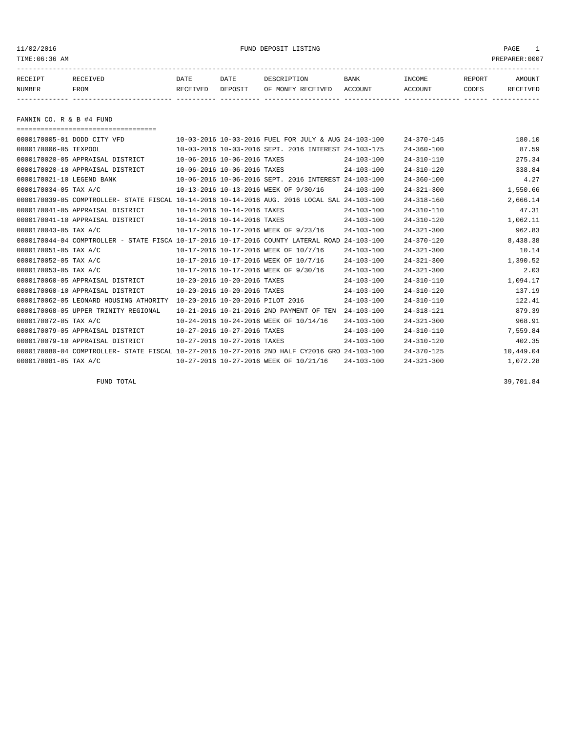# FUND DEPOSIT LISTING

11/02/2016
TIME:06:36 AM
PREPARER:0007

## FANNIN CO. R & B #4 FUND

| RECEIPT NUMBER | RECEIVED FROM | DATE RECEIVED | DATE DEPOSIT | DESCRIPTION OF MONEY RECEIVED | BANK ACCOUNT | INCOME ACCOUNT | REPORT CODES | AMOUNT RECEIVED |
|---|---|---|---|---|---|---|---|---|
| 0000170005-01 | DODD CITY VFD | 10-03-2016 | 10-03-2016 | FUEL FOR JULY & AUG | 24-103-100 | 24-370-145 | | 180.10 |
| 0000170006-05 | TEXPOOL | 10-03-2016 | 10-03-2016 | SEPT. 2016 INTEREST | 24-103-175 | 24-360-100 | | 87.59 |
| 0000170020-05 | APPRAISAL DISTRICT | 10-06-2016 | 10-06-2016 | TAXES | 24-103-100 | 24-310-110 | | 275.34 |
| 0000170020-10 | APPRAISAL DISTRICT | 10-06-2016 | 10-06-2016 | TAXES | 24-103-100 | 24-310-120 | | 338.84 |
| 0000170021-10 | LEGEND BANK | 10-06-2016 | 10-06-2016 | SEPT. 2016 INTEREST | 24-103-100 | 24-360-100 | | 4.27 |
| 0000170034-05 | TAX A/C | 10-13-2016 | 10-13-2016 | WEEK OF 9/30/16 | 24-103-100 | 24-321-300 | | 1,550.66 |
| 0000170039-05 | COMPTROLLER- STATE FISCAL | 10-14-2016 | 10-14-2016 | AUG. 2016 LOCAL SAL | 24-103-100 | 24-318-160 | | 2,666.14 |
| 0000170041-05 | APPRAISAL DISTRICT | 10-14-2016 | 10-14-2016 | TAXES | 24-103-100 | 24-310-110 | | 47.31 |
| 0000170041-10 | APPRAISAL DISTRICT | 10-14-2016 | 10-14-2016 | TAXES | 24-103-100 | 24-310-120 | | 1,062.11 |
| 0000170043-05 | TAX A/C | 10-17-2016 | 10-17-2016 | WEEK OF 9/23/16 | 24-103-100 | 24-321-300 | | 962.83 |
| 0000170044-04 | COMPTROLLER - STATE FISCA | 10-17-2016 | 10-17-2016 | COUNTY LATERAL ROAD | 24-103-100 | 24-370-120 | | 8,438.38 |
| 0000170051-05 | TAX A/C | 10-17-2016 | 10-17-2016 | WEEK OF 10/7/16 | 24-103-100 | 24-321-300 | | 10.14 |
| 0000170052-05 | TAX A/C | 10-17-2016 | 10-17-2016 | WEEK OF 10/7/16 | 24-103-100 | 24-321-300 | | 1,390.52 |
| 0000170053-05 | TAX A/C | 10-17-2016 | 10-17-2016 | WEEK OF 9/30/16 | 24-103-100 | 24-321-300 | | 2.03 |
| 0000170060-05 | APPRAISAL DISTRICT | 10-20-2016 | 10-20-2016 | TAXES | 24-103-100 | 24-310-110 | | 1,094.17 |
| 0000170060-10 | APPRAISAL DISTRICT | 10-20-2016 | 10-20-2016 | TAXES | 24-103-100 | 24-310-120 | | 137.19 |
| 0000170062-05 | LEONARD HOUSING ATHORITY | 10-20-2016 | 10-20-2016 | PILOT 2016 | 24-103-100 | 24-310-110 | | 122.41 |
| 0000170068-05 | UPPER TRINITY REGIONAL | 10-21-2016 | 10-21-2016 | 2ND PAYMENT OF TEN | 24-103-100 | 24-318-121 | | 879.39 |
| 0000170072-05 | TAX A/C | 10-24-2016 | 10-24-2016 | WEEK OF 10/14/16 | 24-103-100 | 24-321-300 | | 968.91 |
| 0000170079-05 | APPRAISAL DISTRICT | 10-27-2016 | 10-27-2016 | TAXES | 24-103-100 | 24-310-110 | | 7,559.84 |
| 0000170079-10 | APPRAISAL DISTRICT | 10-27-2016 | 10-27-2016 | TAXES | 24-103-100 | 24-310-120 | | 402.35 |
| 0000170080-04 | COMPTROLLER- STATE FISCAL | 10-27-2016 | 10-27-2016 | 2ND HALF CY2016 GRO | 24-103-100 | 24-370-125 | | 10,449.04 |
| 0000170081-05 | TAX A/C | 10-27-2016 | 10-27-2016 | WEEK OF 10/21/16 | 24-103-100 | 24-321-300 | | 1,072.28 |

FUND TOTAL 39,701.84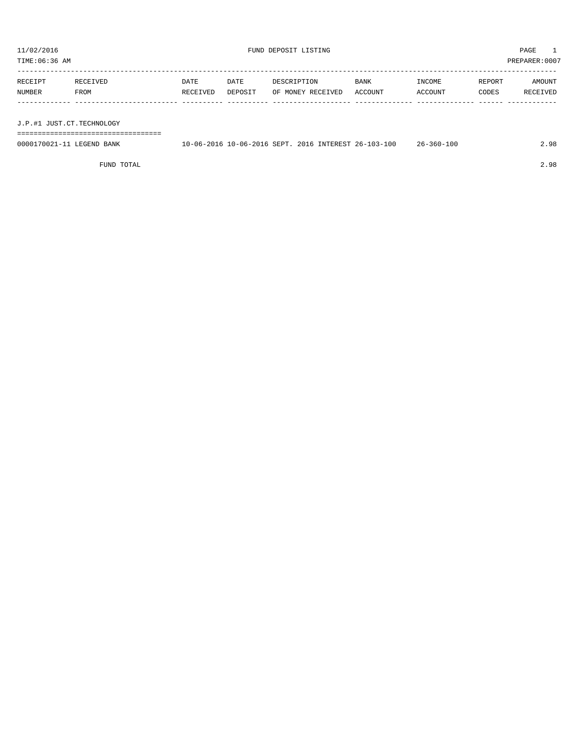11/02/2016 FUND DEPOSIT LISTING

TIME:06:36 AM PREPARER:0007

| RECEIPT NUMBER | RECEIVED FROM | DATE RECEIVED | DATE DEPOSIT | DESCRIPTION OF MONEY RECEIVED | BANK ACCOUNT | INCOME ACCOUNT | REPORT CODES | AMOUNT RECEIVED |
|---|---|---|---|---|---|---|---|---|
| **J.P.#1 JUST.CT.TECHNOLOGY** | | | | | | | | |
| 0000170021-11 | LEGEND BANK | 10-06-2016 | 10-06-2016 | SEPT. 2016 INTEREST | 26-103-100 | 26-360-100 | | 2.98 |
| | FUND TOTAL | | | | | | | 2.98 |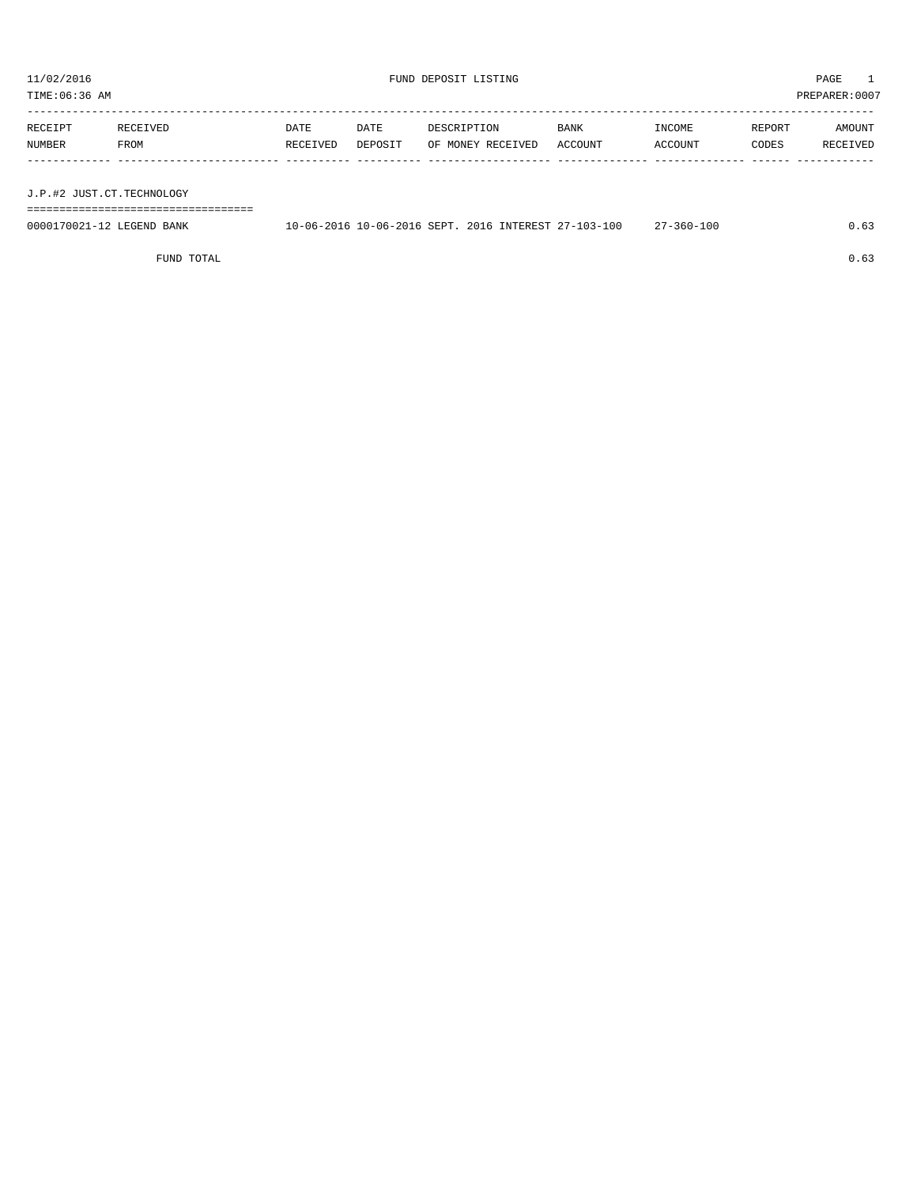11/02/2016 FUND DEPOSIT LISTING

TIME:06:36 AM PREPARER:0007

| RECEIPT NUMBER | RECEIVED FROM | DATE RECEIVED | DATE DEPOSIT | DESCRIPTION OF MONEY RECEIVED | BANK ACCOUNT | INCOME ACCOUNT | REPORT CODES | AMOUNT RECEIVED |
|---|---|---|---|---|---|---|---|---|
| **J.P.#2 JUST.CT.TECHNOLOGY** | | | | | | | | |
| 0000170021-12 | LEGEND BANK | 10-06-2016 | 10-06-2016 | SEPT. 2016 INTEREST | 27-103-100 | 27-360-100 | | 0.63 |
| | FUND TOTAL | | | | | | | 0.63 |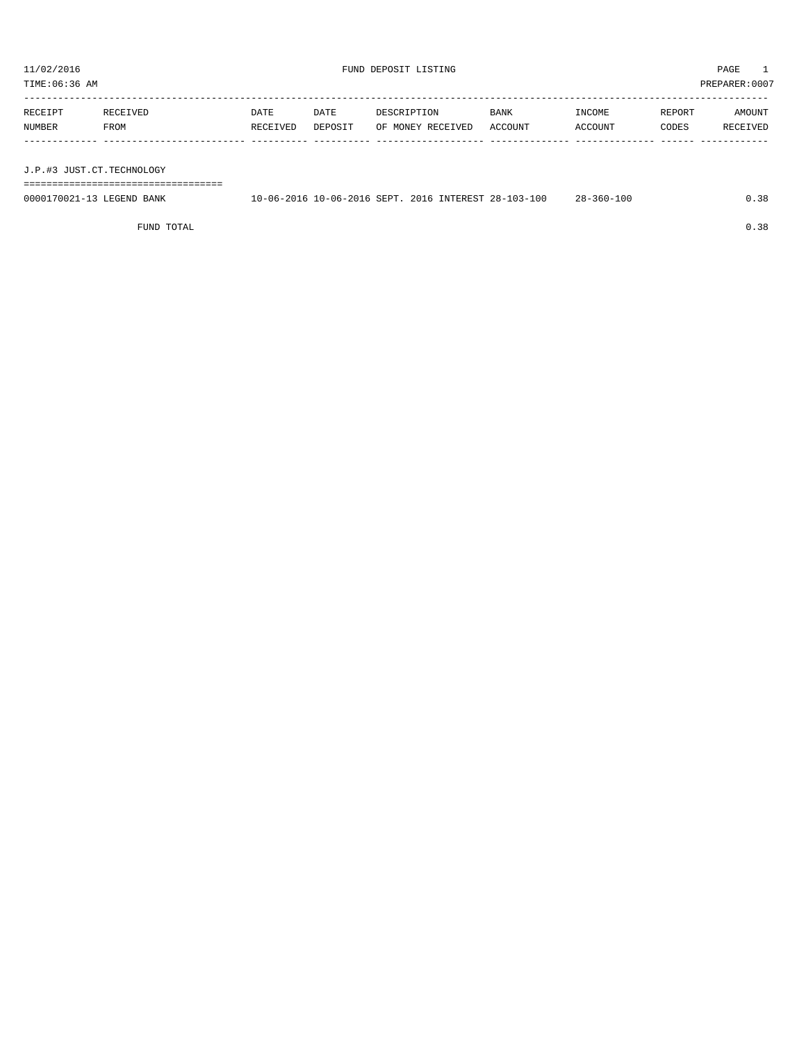11/02/2016 FUND DEPOSIT LISTING PAGE 1

TIME:06:36 AM PREPARER:0007

| RECEIPT NUMBER | RECEIVED FROM | DATE RECEIVED | DATE DEPOSIT | DESCRIPTION OF MONEY RECEIVED | BANK ACCOUNT | INCOME ACCOUNT | REPORT CODES | AMOUNT RECEIVED |
|---|---|---|---|---|---|---|---|---|
| **J.P.#3 JUST.CT.TECHNOLOGY** | | | | | | | | |
| 0000170021-13 | LEGEND BANK | 10-06-2016 | 10-06-2016 | SEPT. 2016 INTEREST | 28-103-100 | 28-360-100 | | 0.38 |
| | FUND TOTAL | | | | | | | 0.38 |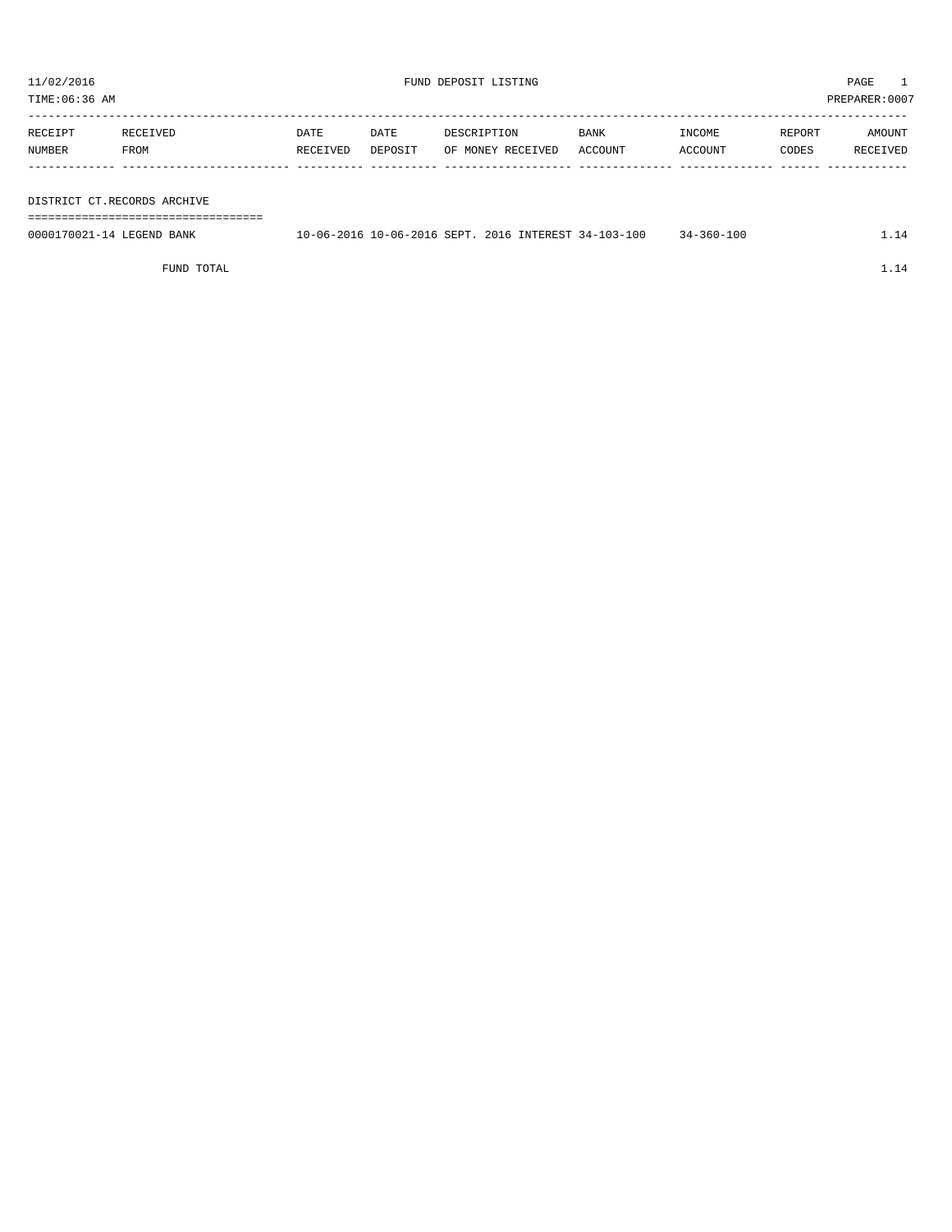11/02/2016 FUND DEPOSIT LISTING PAGE 1

TIME:06:36 AM PREPARER:0007

| RECEIPT NUMBER | RECEIVED FROM | DATE RECEIVED | DATE DEPOSIT | DESCRIPTION OF MONEY RECEIVED | BANK ACCOUNT | INCOME ACCOUNT | REPORT CODES | AMOUNT RECEIVED |
|---|---|---|---|---|---|---|---|---|
| **DISTRICT CT.RECORDS ARCHIVE** | | | | | | | | |
| 0000170021-14 | LEGEND BANK | 10-06-2016 | 10-06-2016 | SEPT. 2016 INTEREST | 34-103-100 | 34-360-100 | | 1.14 |
| | FUND TOTAL | | | | | | | 1.14 |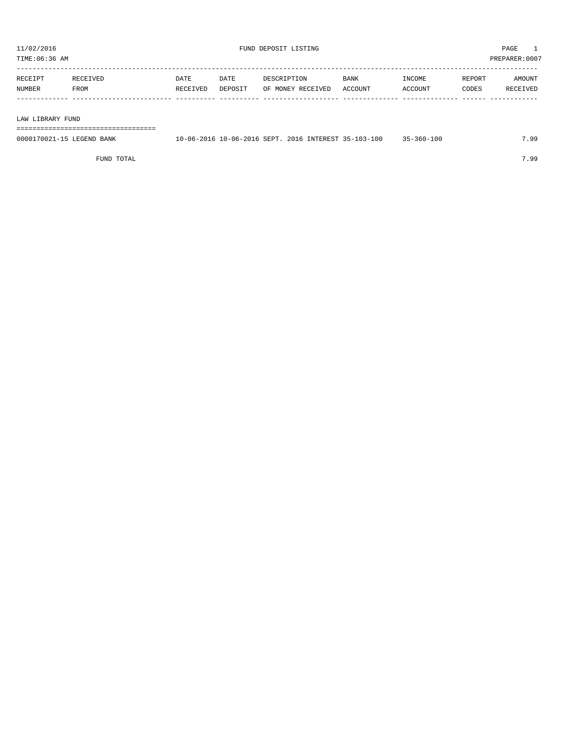11/02/2016 FUND DEPOSIT LISTING PAGE 1
TIME:06:36 AM PREPARER:0007

| RECEIPT NUMBER | RECEIVED FROM | DATE RECEIVED | DATE DEPOSIT | DESCRIPTION OF MONEY RECEIVED | BANK ACCOUNT | INCOME ACCOUNT | REPORT CODES | AMOUNT RECEIVED |
|---|---|---|---|---|---|---|---|---|
| **LAW LIBRARY FUND** | | | | | | | | |
| 0000170021-15 | LEGEND BANK | 10-06-2016 | 10-06-2016 | SEPT. 2016 INTEREST | 35-103-100 | 35-360-100 | | 7.99 |
| | FUND TOTAL | | | | | | | 7.99 |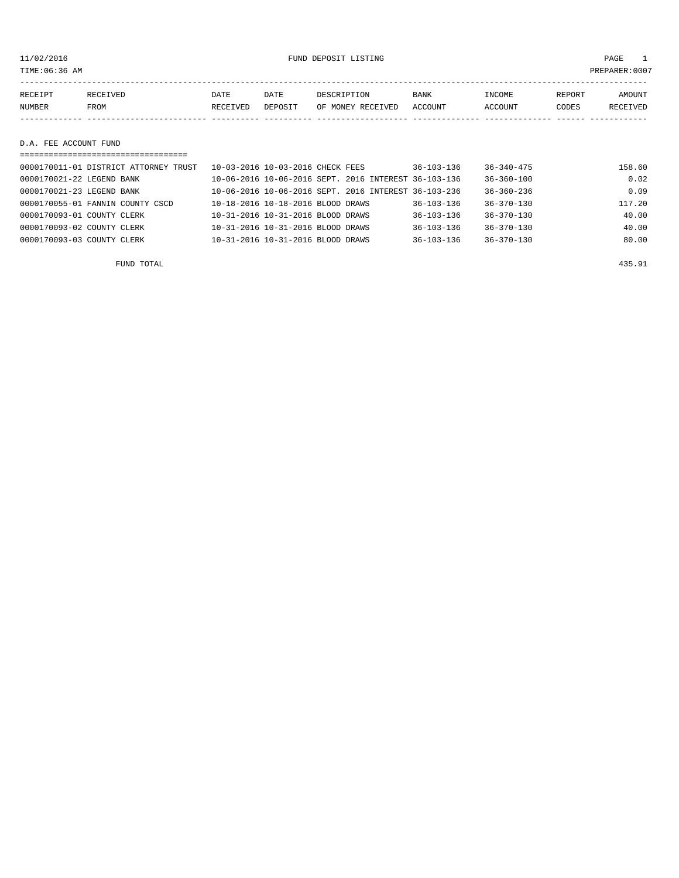FUND DEPOSIT LISTING

11/02/2016
TIME:06:36 AM
PREPARER:0007

| RECEIPT NUMBER | RECEIVED FROM | DATE RECEIVED | DATE DEPOSIT | DESCRIPTION OF MONEY RECEIVED | BANK ACCOUNT | INCOME ACCOUNT | REPORT CODES | AMOUNT RECEIVED |
|---|---|---|---|---|---|---|---|---|

## D.A. FEE ACCOUNT FUND

| RECEIPT NUMBER | RECEIVED FROM | DATE RECEIVED | DATE DEPOSIT | DESCRIPTION OF MONEY RECEIVED | BANK ACCOUNT | INCOME ACCOUNT | REPORT CODES | AMOUNT RECEIVED |
|---|---|---|---|---|---|---|---|---|
| 0000170011-01 | DISTRICT ATTORNEY TRUST | 10-03-2016 | 10-03-2016 | CHECK FEES | 36-103-136 | 36-340-475 | | 158.60 |
| 0000170021-22 | LEGEND BANK | 10-06-2016 | 10-06-2016 | SEPT. 2016 INTEREST | 36-103-136 | 36-360-100 | | 0.02 |
| 0000170021-23 | LEGEND BANK | 10-06-2016 | 10-06-2016 | SEPT. 2016 INTEREST | 36-103-236 | 36-360-236 | | 0.09 |
| 0000170055-01 | FANNIN COUNTY CSCD | 10-18-2016 | 10-18-2016 | BLOOD DRAWS | 36-103-136 | 36-370-130 | | 117.20 |
| 0000170093-01 | COUNTY CLERK | 10-31-2016 | 10-31-2016 | BLOOD DRAWS | 36-103-136 | 36-370-130 | | 40.00 |
| 0000170093-02 | COUNTY CLERK | 10-31-2016 | 10-31-2016 | BLOOD DRAWS | 36-103-136 | 36-370-130 | | 40.00 |
| 0000170093-03 | COUNTY CLERK | 10-31-2016 | 10-31-2016 | BLOOD DRAWS | 36-103-136 | 36-370-130 | | 80.00 |
| | FUND TOTAL | | | | | | | 435.91 |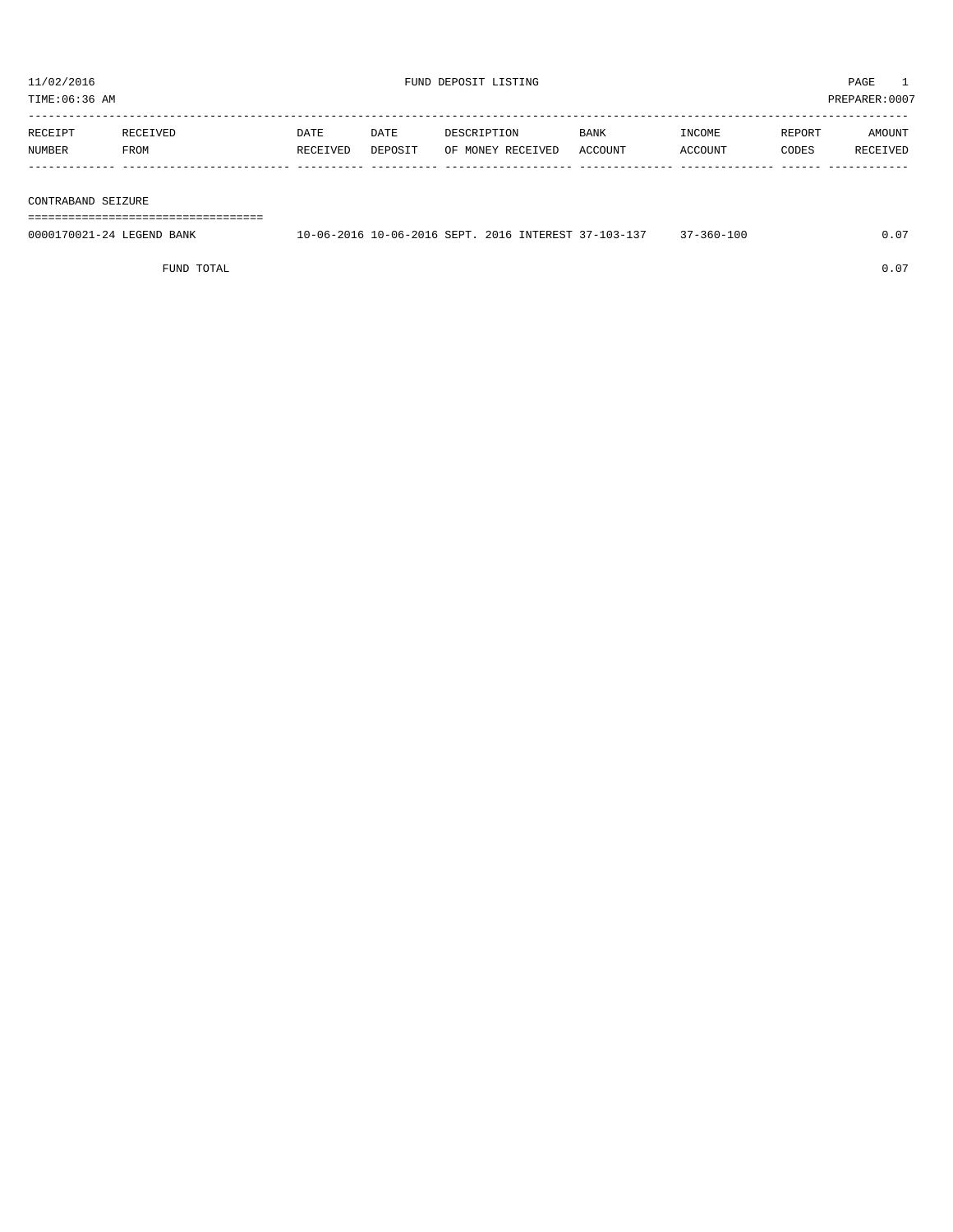11/02/2016 FUND DEPOSIT LISTING

TIME:06:36 AM PREPARER:0007

| RECEIPT NUMBER | RECEIVED FROM | DATE RECEIVED | DATE DEPOSIT | DESCRIPTION OF MONEY RECEIVED | BANK ACCOUNT | INCOME ACCOUNT | REPORT CODES | AMOUNT RECEIVED |
|---|---|---|---|---|---|---|---|---|
| **CONTRABAND SEIZURE** | | | | | | | | |
| 0000170021-24 | LEGEND BANK | 10-06-2016 | 10-06-2016 | SEPT. 2016 INTEREST | 37-103-137 | 37-360-100 | | 0.07 |
| | FUND TOTAL | | | | | | | 0.07 |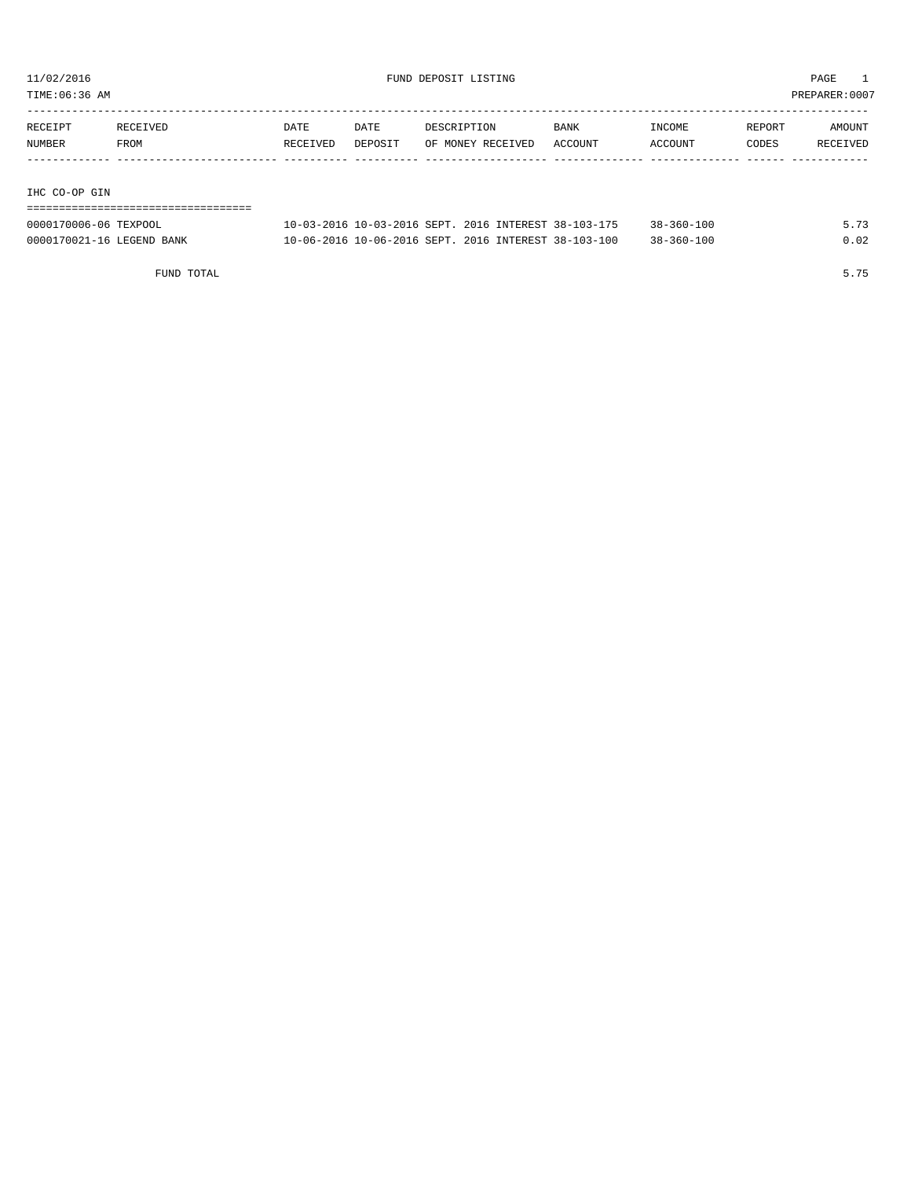11/02/2016 FUND DEPOSIT LISTING PAGE 1

TIME:06:36 AM PREPARER:0007

| RECEIPT NUMBER | RECEIVED FROM | DATE RECEIVED | DATE DEPOSIT | DESCRIPTION OF MONEY RECEIVED | BANK ACCOUNT | INCOME ACCOUNT | REPORT CODES | AMOUNT RECEIVED |
|---|---|---|---|---|---|---|---|---|
| **IHC CO-OP GIN** | | | | | | | | |
| 0000170006-06 | TEXPOOL | 10-03-2016 | 10-03-2016 | SEPT. 2016 INTEREST | 38-103-175 | 38-360-100 | | 5.73 |
| 0000170021-16 | LEGEND BANK | 10-06-2016 | 10-06-2016 | SEPT. 2016 INTEREST | 38-103-100 | 38-360-100 | | 0.02 |
| | FUND TOTAL | | | | | | | 5.75 |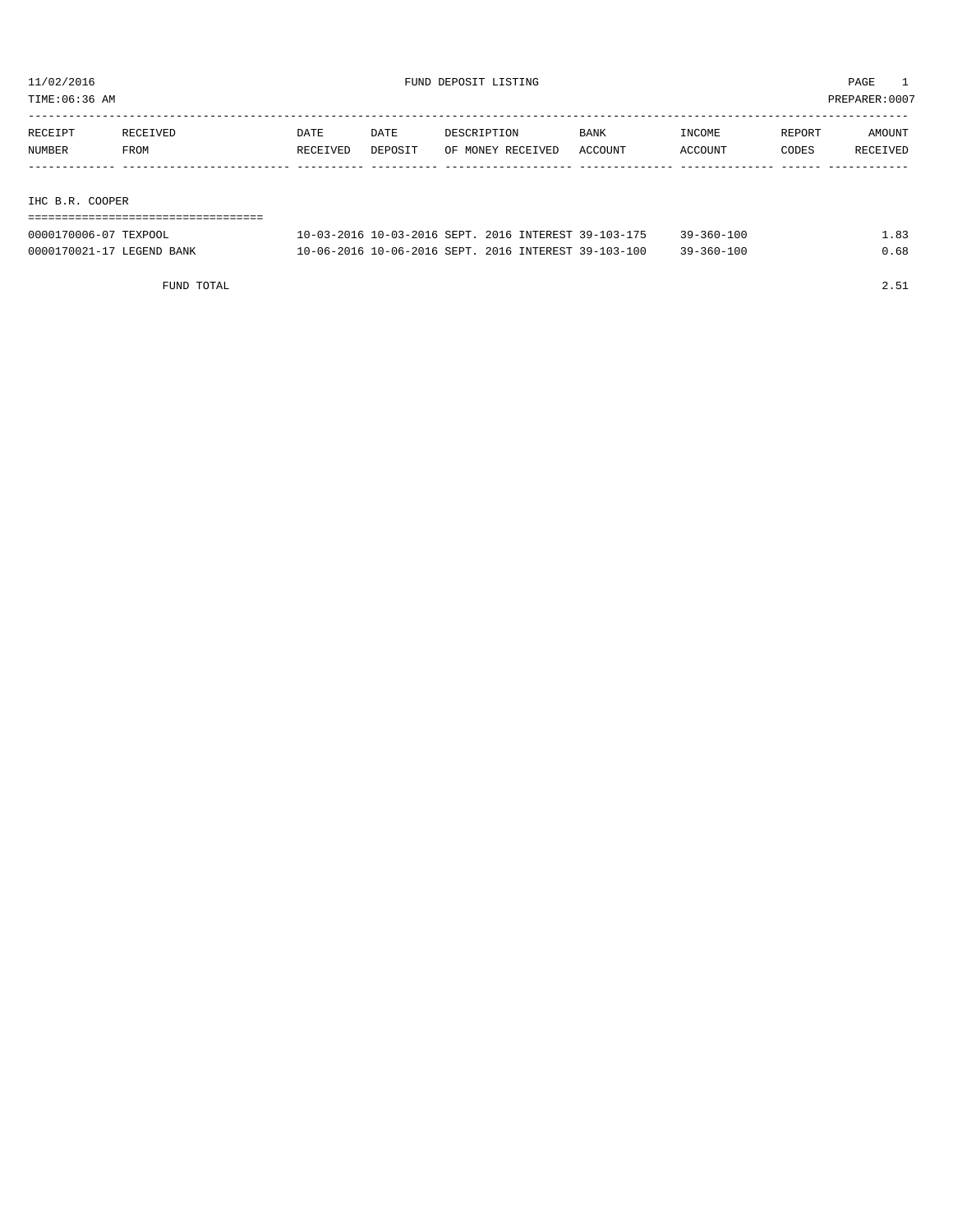# FUND DEPOSIT LISTING

11/02/2016
TIME:06:36 AM
PREPARER:0007

| RECEIPT NUMBER | RECEIVED FROM | DATE RECEIVED | DATE DEPOSIT | DESCRIPTION OF MONEY RECEIVED | BANK ACCOUNT | INCOME ACCOUNT | REPORT CODES | AMOUNT RECEIVED |
|---|---|---|---|---|---|---|---|---|

## IHC B.R. COOPER

| RECEIPT NUMBER | RECEIVED FROM | DATE RECEIVED | DATE DEPOSIT | DESCRIPTION OF MONEY RECEIVED | BANK ACCOUNT | INCOME ACCOUNT | REPORT CODES | AMOUNT RECEIVED |
|---|---|---|---|---|---|---|---|---|
| 0000170006-07 | TEXPOOL | 10-03-2016 | 10-03-2016 | SEPT. 2016 INTEREST | 39-103-175 | 39-360-100 | | 1.83 |
| 0000170021-17 | LEGEND BANK | 10-06-2016 | 10-06-2016 | SEPT. 2016 INTEREST | 39-103-100 | 39-360-100 | | 0.68 |

FUND TOTAL 2.51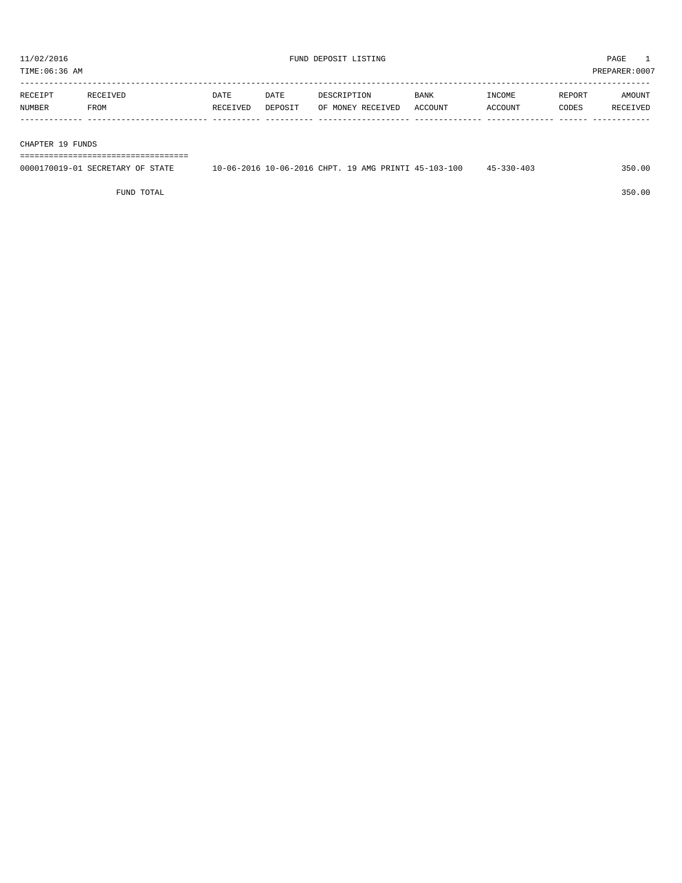11/02/2016 FUND DEPOSIT LISTING PAGE 1

TIME:06:36 AM PREPARER:0007

| RECEIPT NUMBER | RECEIVED FROM | DATE RECEIVED | DATE DEPOSIT | DESCRIPTION OF MONEY RECEIVED | BANK ACCOUNT | INCOME ACCOUNT | REPORT CODES | AMOUNT RECEIVED |
|---|---|---|---|---|---|---|---|---|
| CHAPTER 19 FUNDS | | | | | | | | |
| 0000170019-01 | SECRETARY OF STATE | 10-06-2016 | 10-06-2016 | CHPT. 19 AMG PRINTI | 45-103-100 | 45-330-403 | | 350.00 |
| FUND TOTAL | | | | | | | | 350.00 |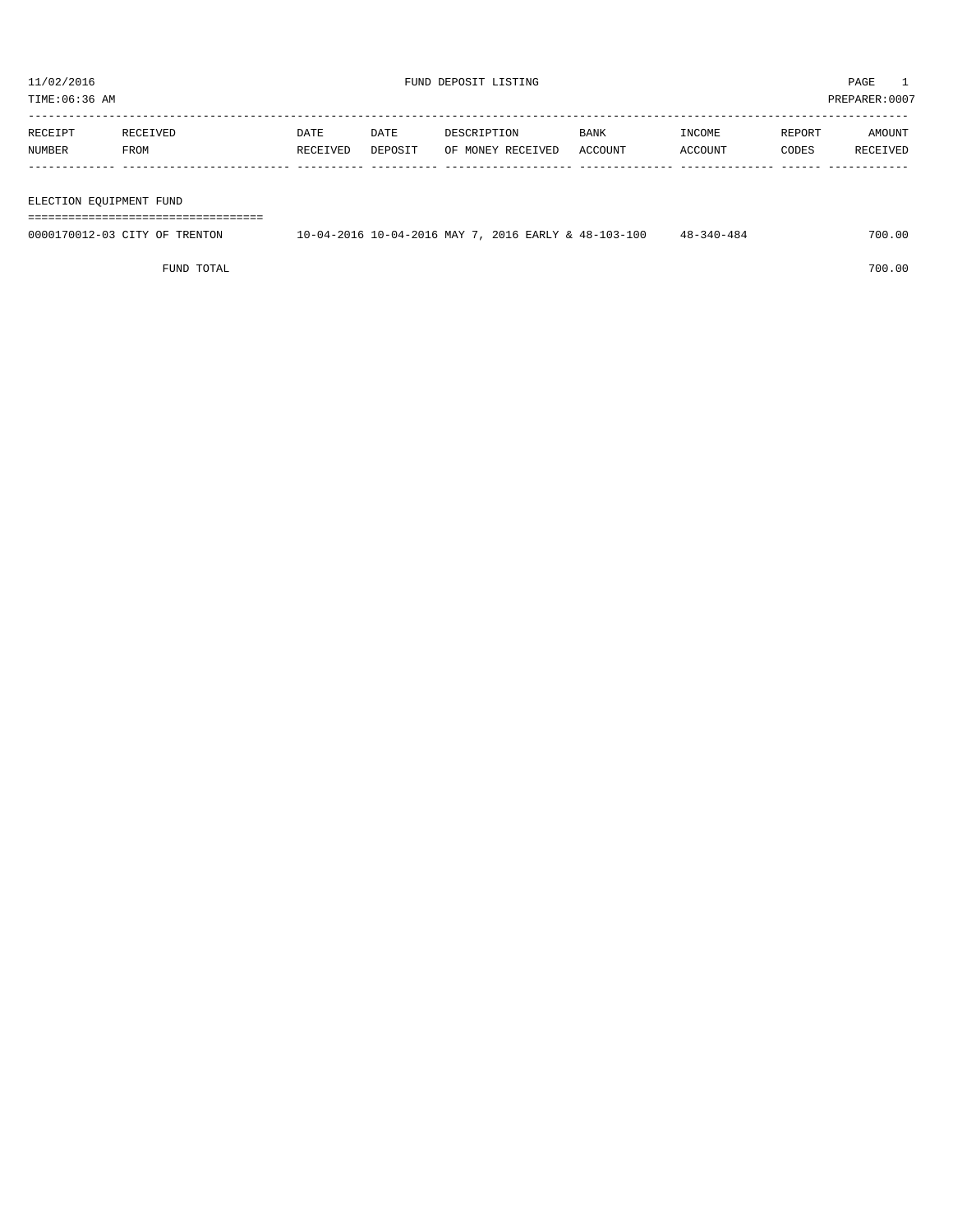11/02/2016 FUND DEPOSIT LISTING

TIME:06:36 AM PREPARER:0007

| RECEIPT NUMBER | RECEIVED FROM | DATE RECEIVED | DATE DEPOSIT | DESCRIPTION OF MONEY RECEIVED | BANK ACCOUNT | INCOME ACCOUNT | REPORT CODES | AMOUNT RECEIVED |
|---|---|---|---|---|---|---|---|---|
| **ELECTION EQUIPMENT FUND** | | | | | | | | |
| 0000170012-03 | CITY OF TRENTON | 10-04-2016 | 10-04-2016 | MAY 7, 2016 EARLY & | 48-103-100 | 48-340-484 | | 700.00 |
| | FUND TOTAL | | | | | | | 700.00 |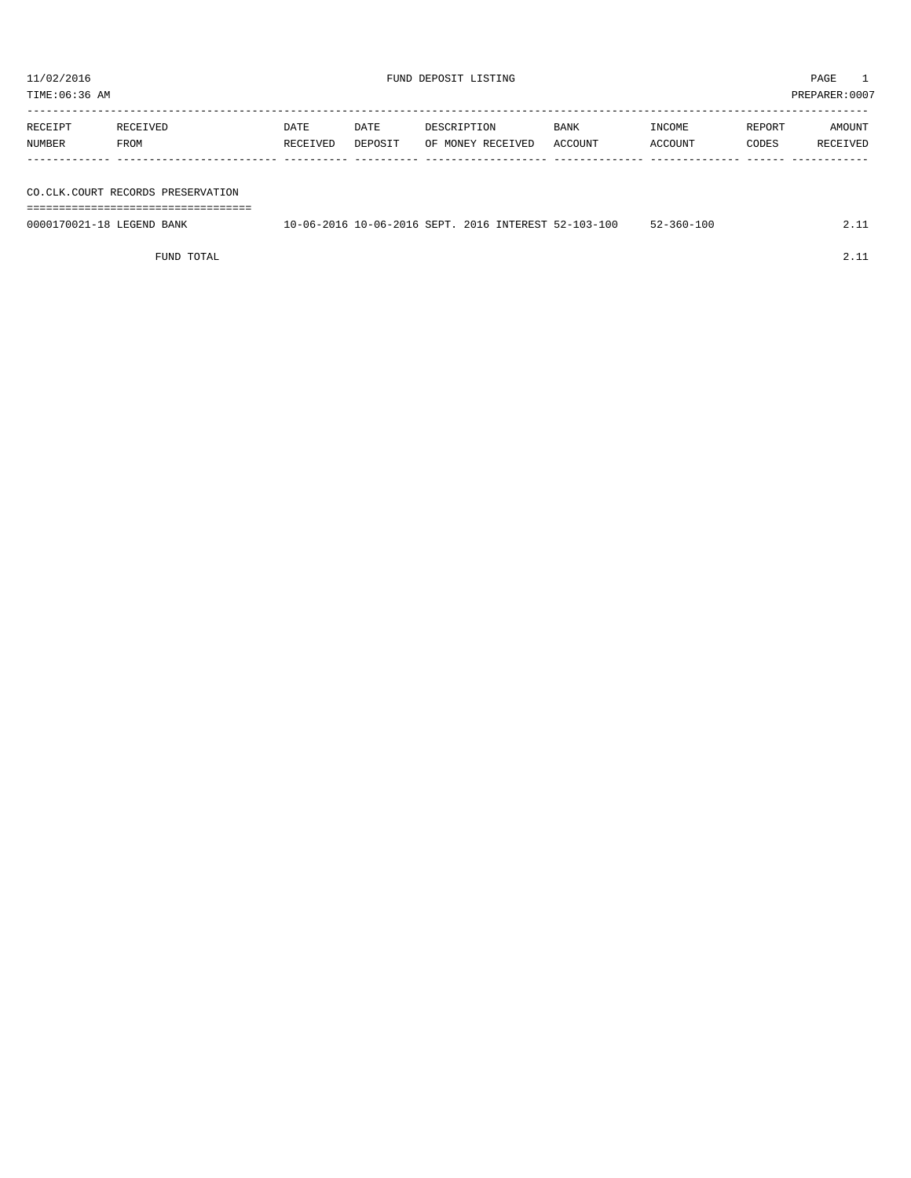11/02/2016 FUND DEPOSIT LISTING PAGE 1
TIME:06:36 AM PREPARER:0007

| RECEIPT NUMBER | RECEIVED FROM | DATE RECEIVED | DATE DEPOSIT | DESCRIPTION OF MONEY RECEIVED | BANK ACCOUNT | INCOME ACCOUNT | REPORT CODES | AMOUNT RECEIVED |
|---|---|---|---|---|---|---|---|---|
| **CO.CLK.COURT RECORDS PRESERVATION** | | | | | | | | |
| 0000170021-18 | LEGEND BANK | 10-06-2016 | 10-06-2016 | SEPT. 2016 INTEREST | 52-103-100 | 52-360-100 | | 2.11 |
| | FUND TOTAL | | | | | | | 2.11 |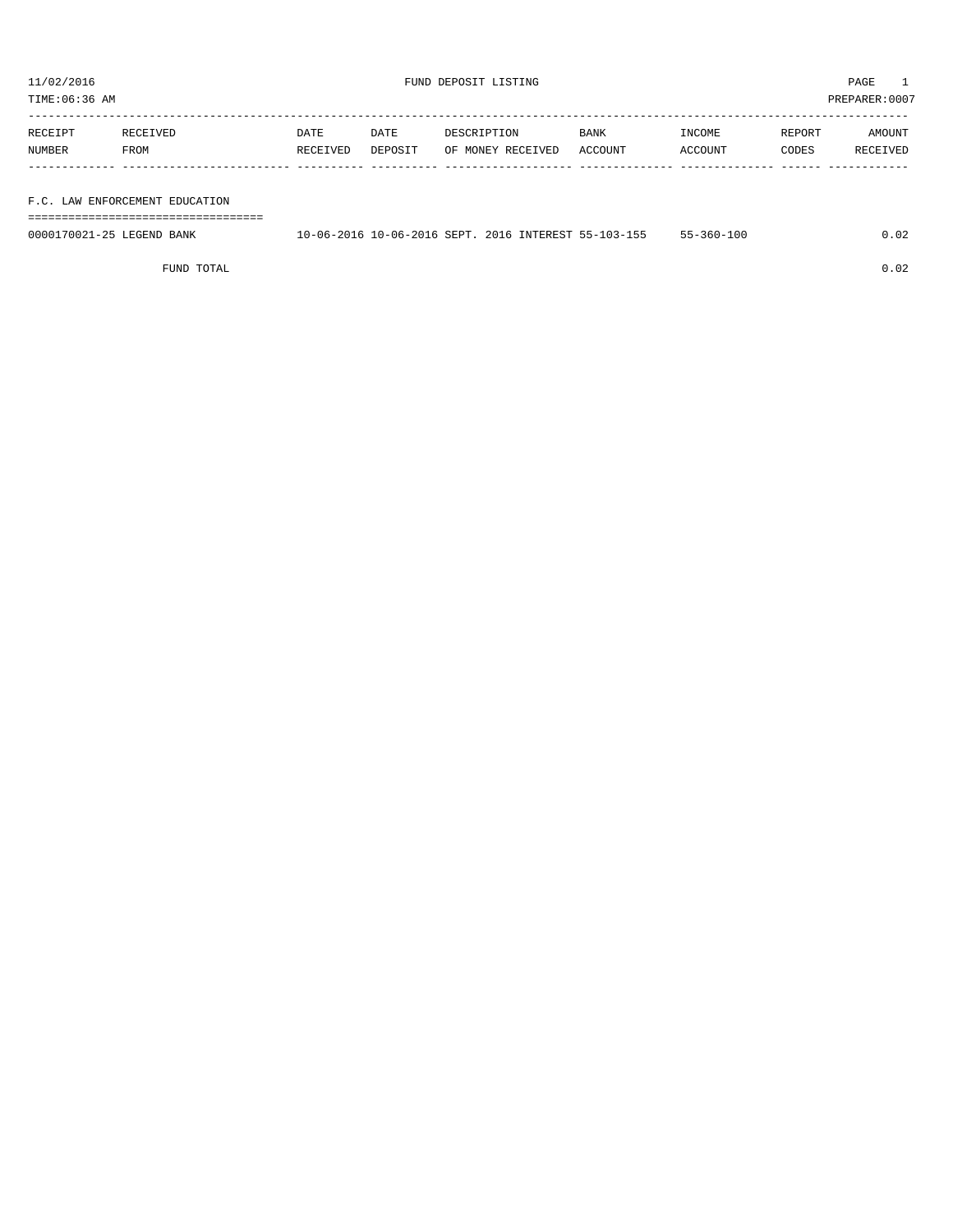11/02/2016 FUND DEPOSIT LISTING

TIME:06:36 AM PREPARER:0007

| RECEIPT NUMBER | RECEIVED FROM | DATE RECEIVED | DATE DEPOSIT | DESCRIPTION OF MONEY RECEIVED | BANK ACCOUNT | INCOME ACCOUNT | REPORT CODES | AMOUNT RECEIVED |
|---|---|---|---|---|---|---|---|---|
| **F.C. LAW ENFORCEMENT EDUCATION** | | | | | | | | |
| 0000170021-25 | LEGEND BANK | 10-06-2016 | 10-06-2016 | SEPT. 2016 INTEREST | 55-103-155 | 55-360-100 | | 0.02 |
| | FUND TOTAL | | | | | | | 0.02 |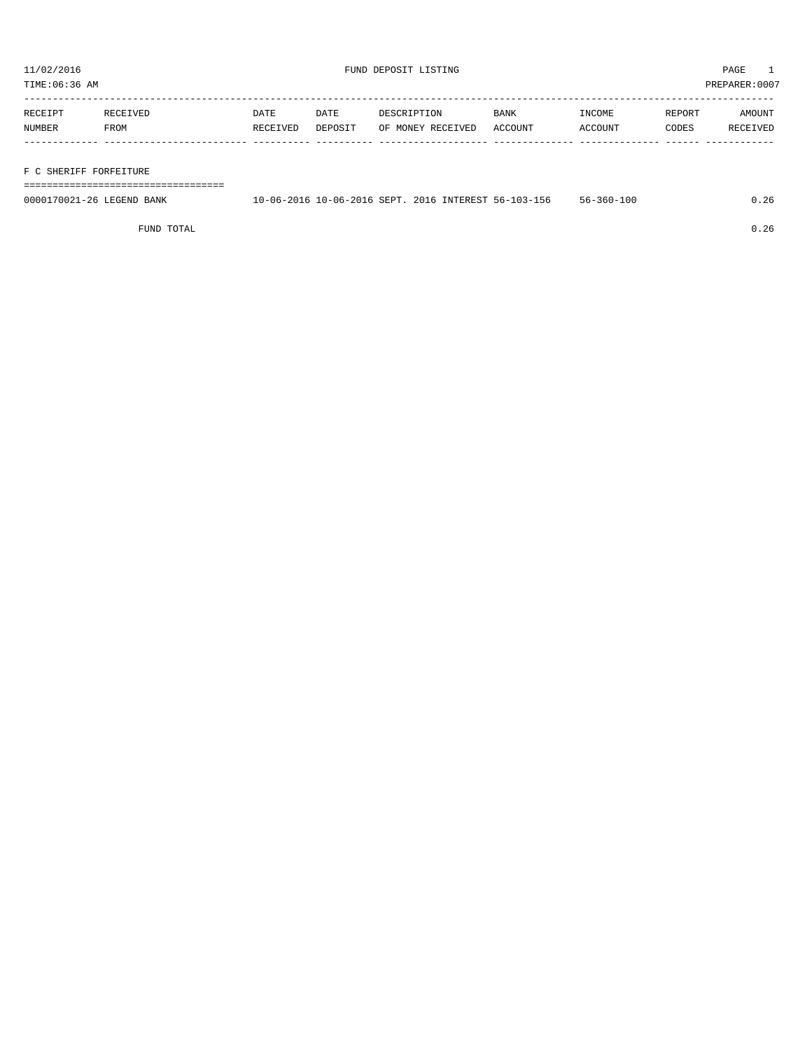11/02/2016 FUND DEPOSIT LISTING PAGE 1

TIME:06:36 AM PREPARER:0007

| RECEIPT NUMBER | RECEIVED FROM | DATE RECEIVED | DATE DEPOSIT | DESCRIPTION OF MONEY RECEIVED | BANK ACCOUNT | INCOME ACCOUNT | REPORT CODES | AMOUNT RECEIVED |
|---|---|---|---|---|---|---|---|---|
| **F C SHERIFF FORFEITURE** | | | | | | | | |
| 0000170021-26 | LEGEND BANK | 10-06-2016 | 10-06-2016 | SEPT. 2016 INTEREST | 56-103-156 | 56-360-100 | | 0.26 |
| | FUND TOTAL | | | | | | | 0.26 |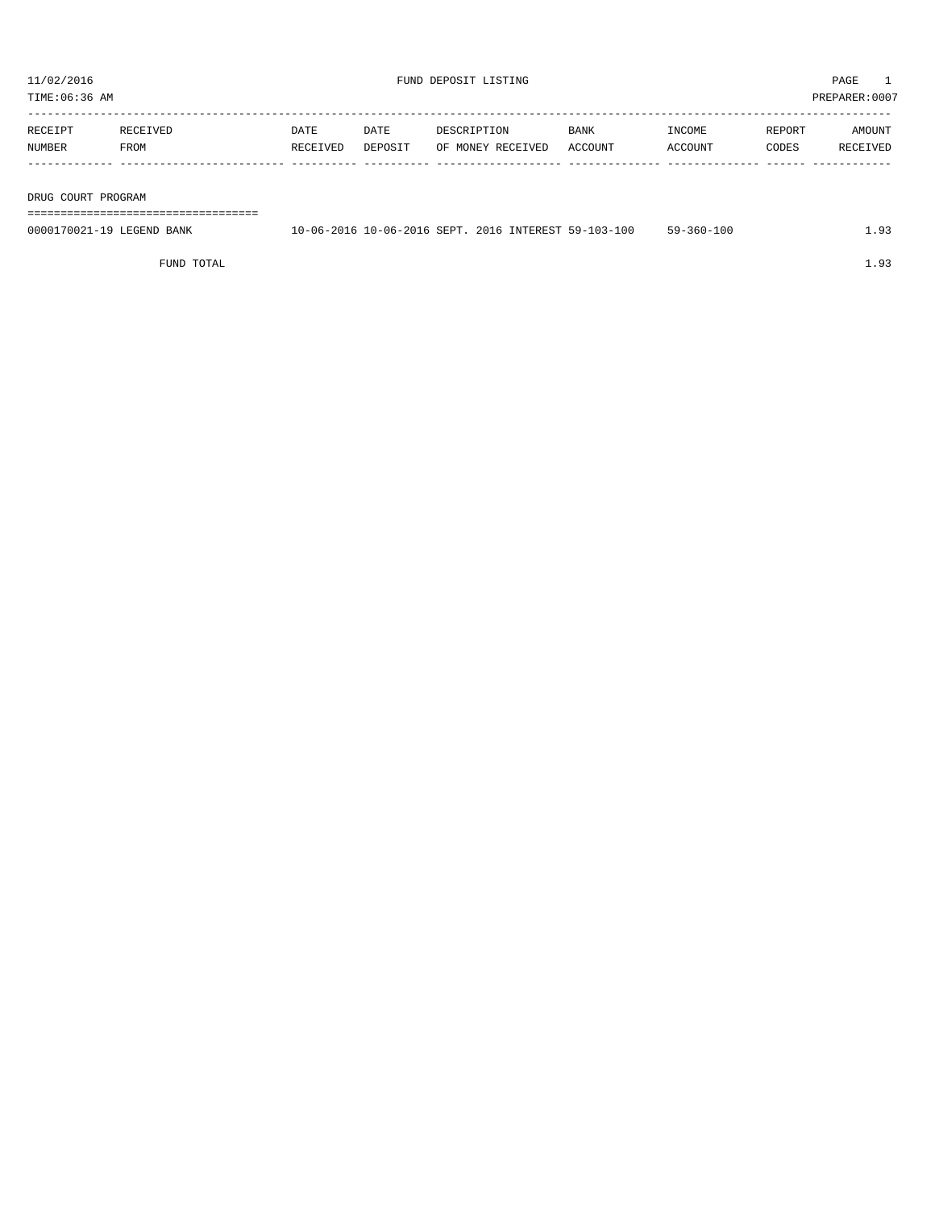11/02/2016 FUND DEPOSIT LISTING

TIME:06:36 AM PREPARER:0007

| RECEIPT NUMBER | RECEIVED FROM | DATE RECEIVED | DATE DEPOSIT | DESCRIPTION OF MONEY RECEIVED | BANK ACCOUNT | INCOME ACCOUNT | REPORT CODES | AMOUNT RECEIVED |
|---|---|---|---|---|---|---|---|---|
| **DRUG COURT PROGRAM** | | | | | | | | |
| 0000170021-19 | LEGEND BANK | 10-06-2016 | 10-06-2016 | SEPT. 2016 INTEREST | 59-103-100 | 59-360-100 | | 1.93 |
| | FUND TOTAL | | | | | | | 1.93 |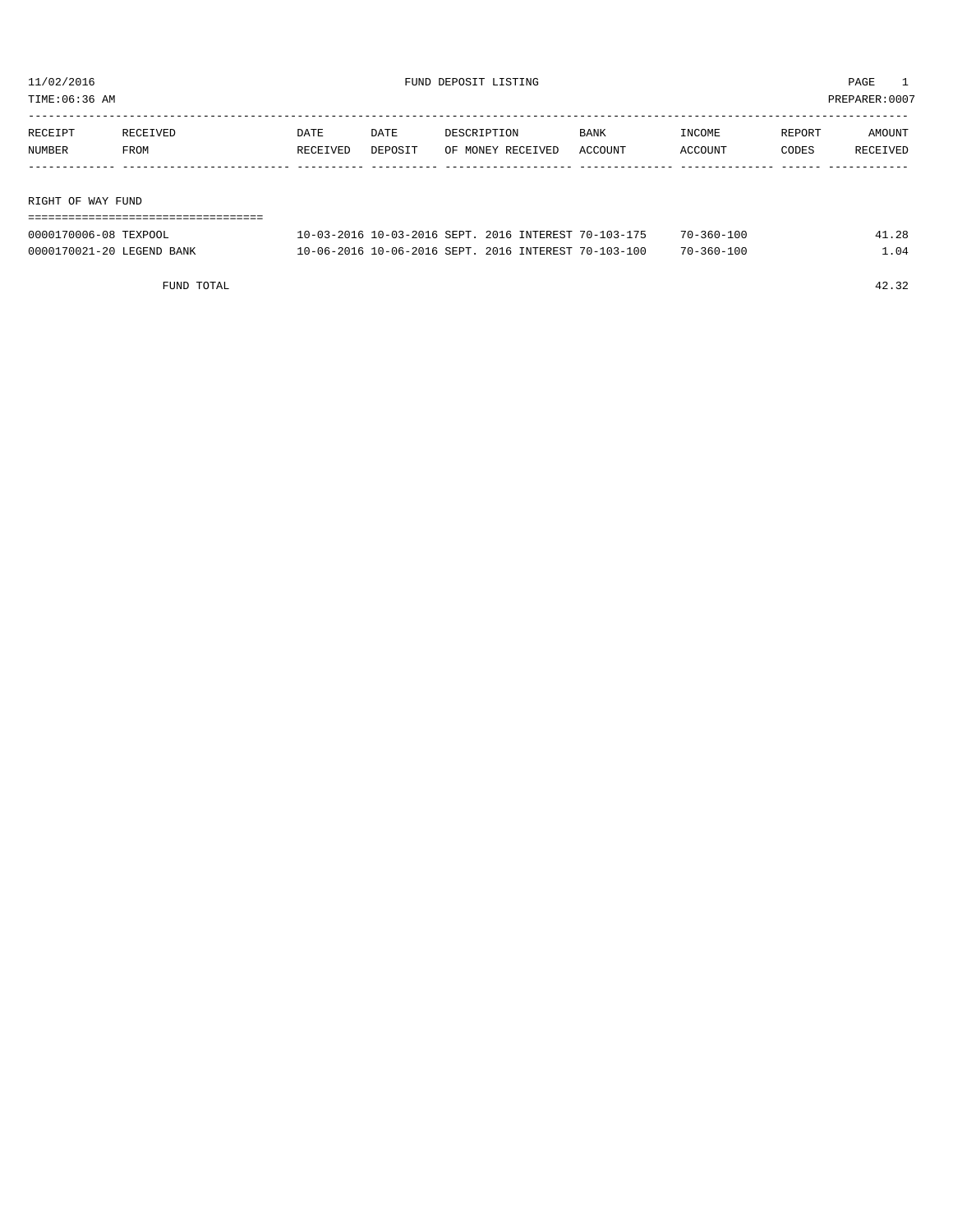11/02/2016 FUND DEPOSIT LISTING PAGE 1

TIME:06:36 AM PREPARER:0007

| RECEIPT NUMBER | RECEIVED FROM | DATE RECEIVED | DATE DEPOSIT | DESCRIPTION OF MONEY RECEIVED | BANK ACCOUNT | INCOME ACCOUNT | REPORT CODES | AMOUNT RECEIVED |
|---|---|---|---|---|---|---|---|---|
| **RIGHT OF WAY FUND** | | | | | | | | |
| 0000170006-08 | TEXPOOL | 10-03-2016 | 10-03-2016 | SEPT. 2016 INTEREST | 70-103-175 | 70-360-100 | | 41.28 |
| 0000170021-20 | LEGEND BANK | 10-06-2016 | 10-06-2016 | SEPT. 2016 INTEREST | 70-103-100 | 70-360-100 | | 1.04 |
| | FUND TOTAL | | | | | | | 42.32 |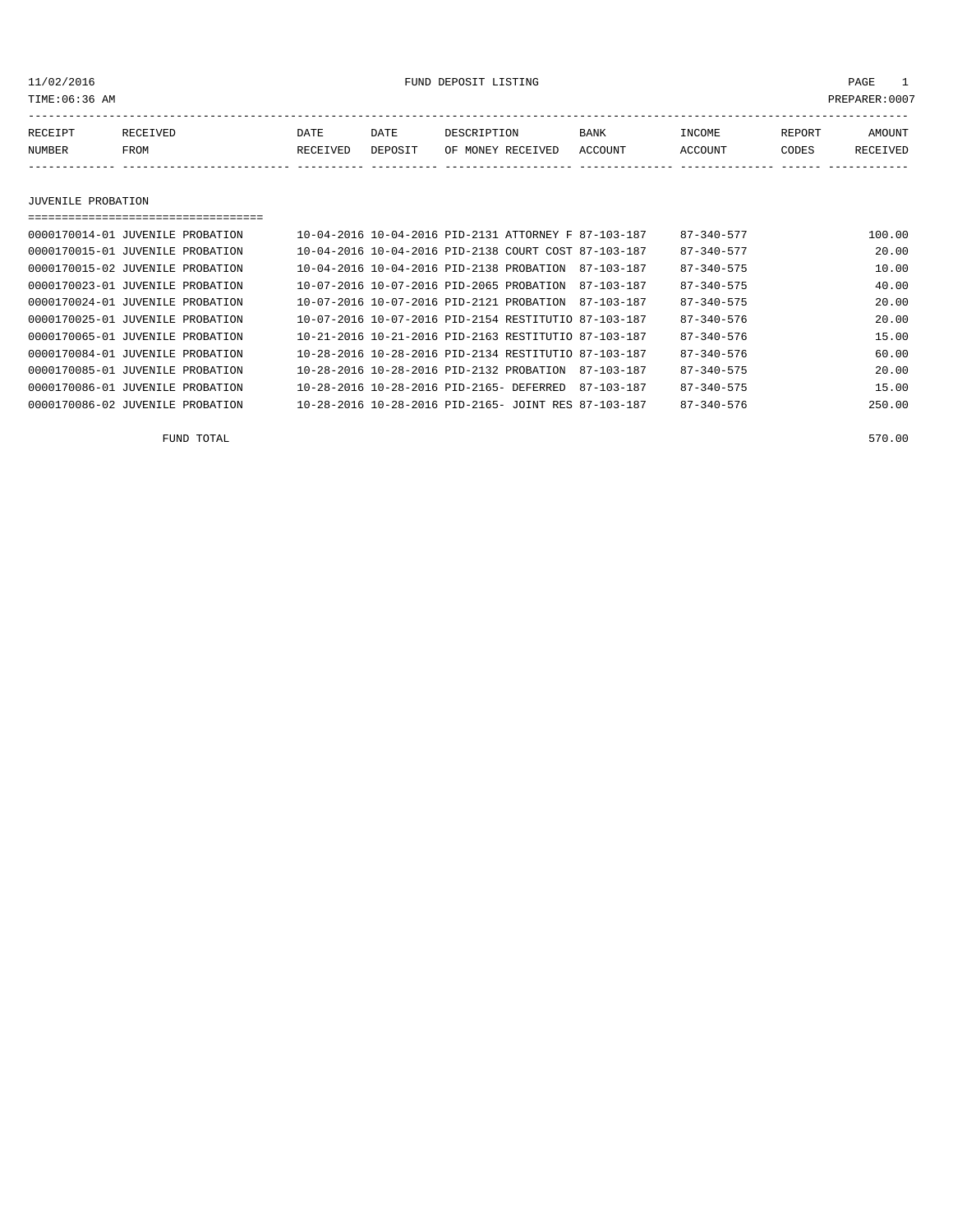11/02/2016 FUND DEPOSIT LISTING

TIME:06:36 AM PREPARER:0007

| RECEIPT NUMBER | RECEIVED FROM | DATE RECEIVED | DATE DEPOSIT | DESCRIPTION OF MONEY RECEIVED | BANK ACCOUNT | INCOME ACCOUNT | REPORT CODES | AMOUNT RECEIVED |
|---|---|---|---|---|---|---|---|---|
| **JUVENILE PROBATION** | | | | | | | | |
| 0000170014-01 | JUVENILE PROBATION | 10-04-2016 | 10-04-2016 | PID-2131 ATTORNEY F | 87-103-187 | 87-340-577 | | 100.00 |
| 0000170015-01 | JUVENILE PROBATION | 10-04-2016 | 10-04-2016 | PID-2138 COURT COST | 87-103-187 | 87-340-577 | | 20.00 |
| 0000170015-02 | JUVENILE PROBATION | 10-04-2016 | 10-04-2016 | PID-2138 PROBATION | 87-103-187 | 87-340-575 | | 10.00 |
| 0000170023-01 | JUVENILE PROBATION | 10-07-2016 | 10-07-2016 | PID-2065 PROBATION | 87-103-187 | 87-340-575 | | 40.00 |
| 0000170024-01 | JUVENILE PROBATION | 10-07-2016 | 10-07-2016 | PID-2121 PROBATION | 87-103-187 | 87-340-575 | | 20.00 |
| 0000170025-01 | JUVENILE PROBATION | 10-07-2016 | 10-07-2016 | PID-2154 RESTITUTIO | 87-103-187 | 87-340-576 | | 20.00 |
| 0000170065-01 | JUVENILE PROBATION | 10-21-2016 | 10-21-2016 | PID-2163 RESTITUTIO | 87-103-187 | 87-340-576 | | 15.00 |
| 0000170084-01 | JUVENILE PROBATION | 10-28-2016 | 10-28-2016 | PID-2134 RESTITUTIO | 87-103-187 | 87-340-576 | | 60.00 |
| 0000170085-01 | JUVENILE PROBATION | 10-28-2016 | 10-28-2016 | PID-2132 PROBATION | 87-103-187 | 87-340-575 | | 20.00 |
| 0000170086-01 | JUVENILE PROBATION | 10-28-2016 | 10-28-2016 | PID-2165- DEFERRED | 87-103-187 | 87-340-575 | | 15.00 |
| 0000170086-02 | JUVENILE PROBATION | 10-28-2016 | 10-28-2016 | PID-2165- JOINT RES | 87-103-187 | 87-340-576 | | 250.00 |
| | FUND TOTAL | | | | | | | 570.00 |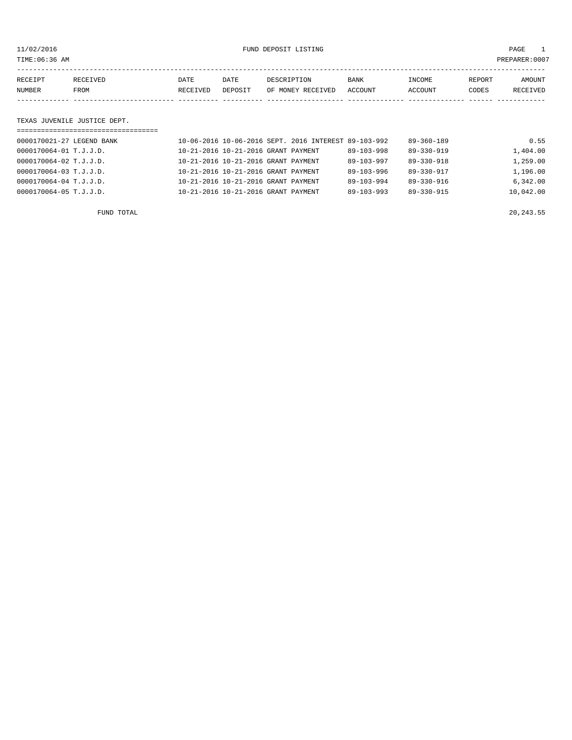11/02/2016 FUND DEPOSIT LISTING

TIME:06:36 AM PREPARER:0007

| RECEIPT NUMBER | RECEIVED FROM | DATE RECEIVED | DATE DEPOSIT | DESCRIPTION OF MONEY RECEIVED | BANK ACCOUNT | INCOME ACCOUNT | REPORT CODES | AMOUNT RECEIVED |
|---|---|---|---|---|---|---|---|---|
| **TEXAS JUVENILE JUSTICE DEPT.** | | | | | | | | |
| 0000170021-27 | LEGEND BANK | 10-06-2016 | 10-06-2016 | SEPT. 2016 INTEREST | 89-103-992 | 89-360-189 | | 0.55 |
| 0000170064-01 | T.J.J.D. | 10-21-2016 | 10-21-2016 | GRANT PAYMENT | 89-103-998 | 89-330-919 | | 1,404.00 |
| 0000170064-02 | T.J.J.D. | 10-21-2016 | 10-21-2016 | GRANT PAYMENT | 89-103-997 | 89-330-918 | | 1,259.00 |
| 0000170064-03 | T.J.J.D. | 10-21-2016 | 10-21-2016 | GRANT PAYMENT | 89-103-996 | 89-330-917 | | 1,196.00 |
| 0000170064-04 | T.J.J.D. | 10-21-2016 | 10-21-2016 | GRANT PAYMENT | 89-103-994 | 89-330-916 | | 6,342.00 |
| 0000170064-05 | T.J.J.D. | 10-21-2016 | 10-21-2016 | GRANT PAYMENT | 89-103-993 | 89-330-915 | | 10,042.00 |
| | FUND TOTAL | | | | | | | 20,243.55 |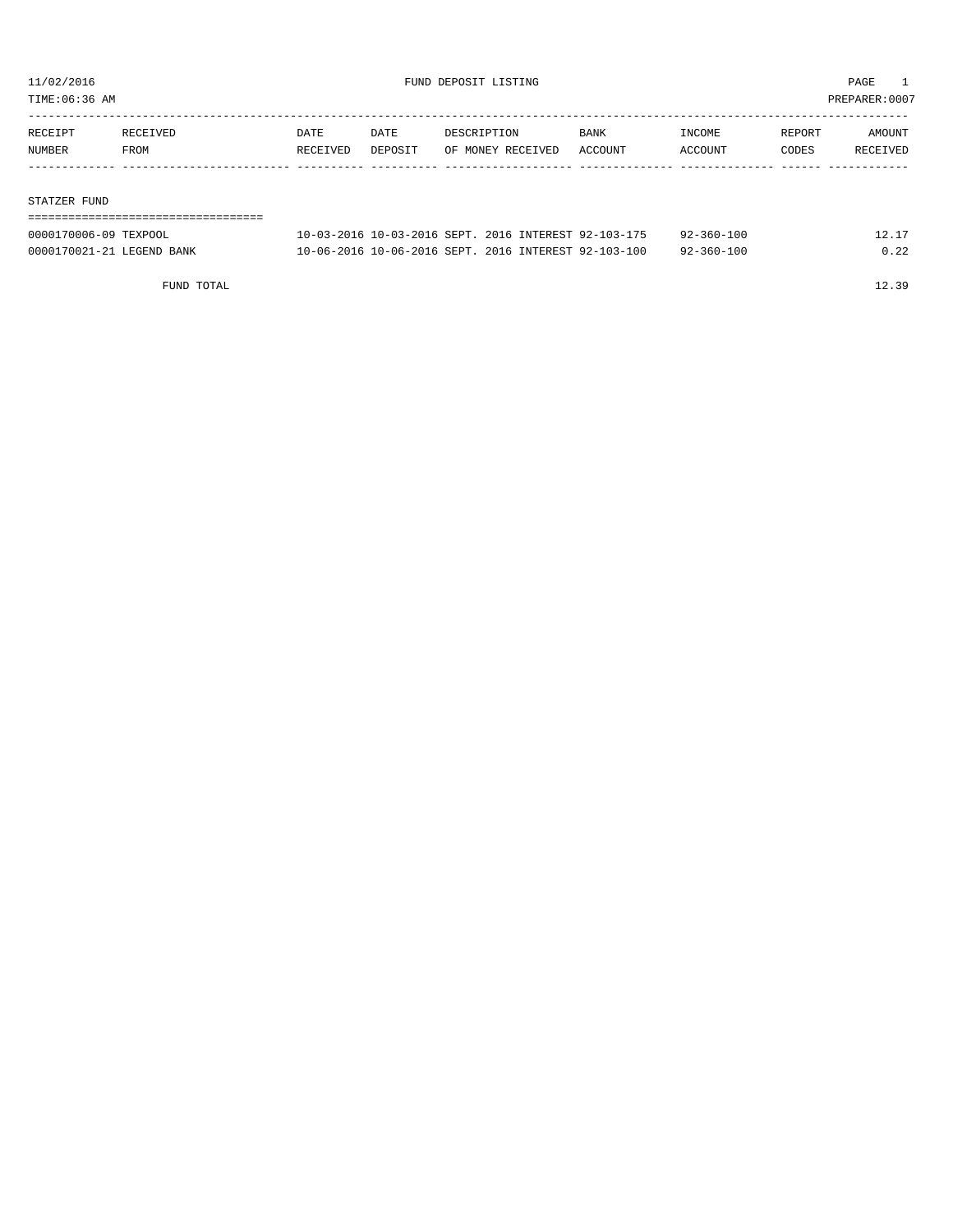11/02/2016 FUND DEPOSIT LISTING

TIME:06:36 AM PREPARER:0007

| RECEIPT NUMBER | RECEIVED FROM | DATE RECEIVED | DATE DEPOSIT | DESCRIPTION OF MONEY RECEIVED | BANK ACCOUNT | INCOME ACCOUNT | REPORT CODES | AMOUNT RECEIVED |
|---|---|---|---|---|---|---|---|---|
| **STATZER FUND** | | | | | | | | |
| 0000170006-09 | TEXPOOL | 10-03-2016 | 10-03-2016 | SEPT. 2016 INTEREST | 92-103-175 | 92-360-100 | | 12.17 |
| 0000170021-21 | LEGEND BANK | 10-06-2016 | 10-06-2016 | SEPT. 2016 INTEREST | 92-103-100 | 92-360-100 | | 0.22 |
| | FUND TOTAL | | | | | | | 12.39 |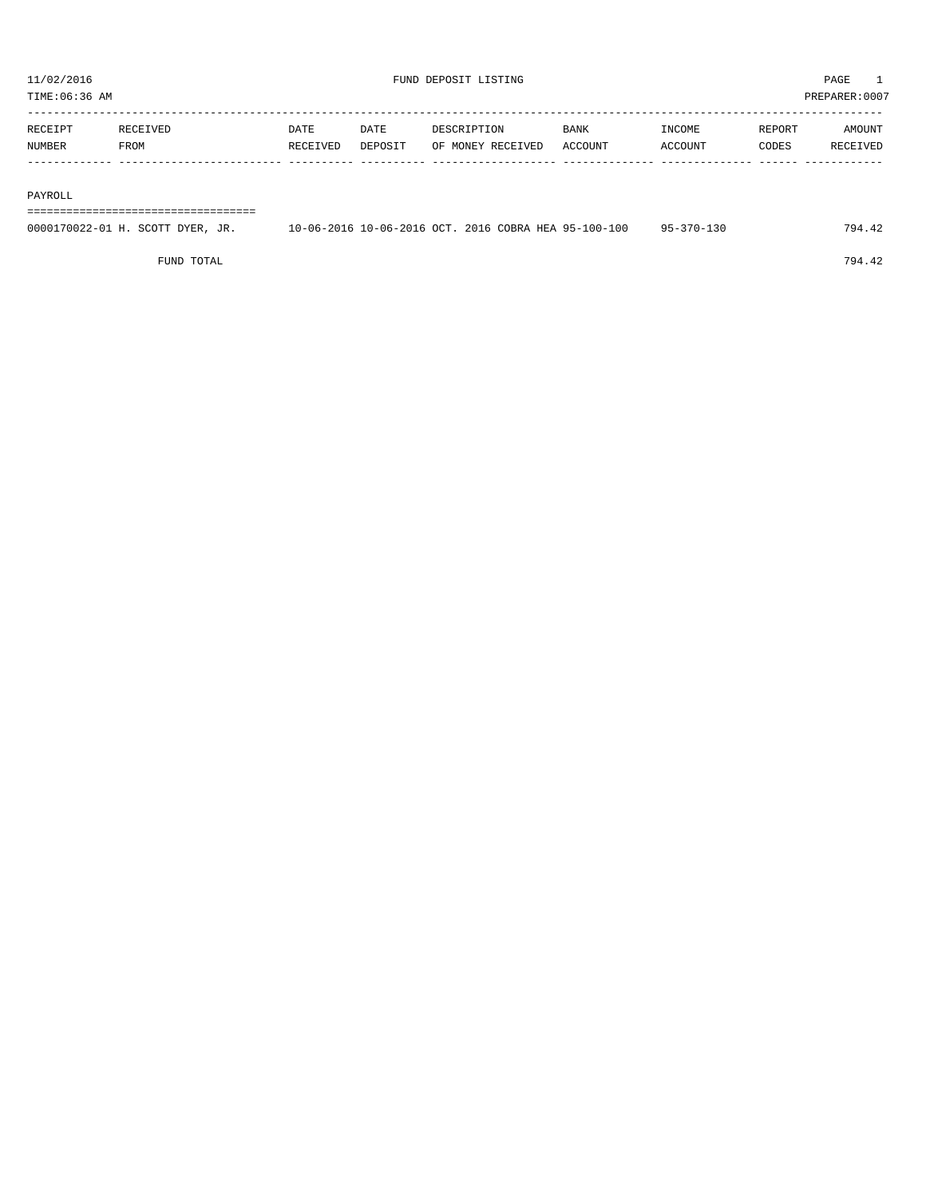# FUND DEPOSIT LISTING

11/02/2016
TIME:06:36 AM
PREPARER:0007

| RECEIPT NUMBER | RECEIVED FROM | DATE RECEIVED | DATE DEPOSIT | DESCRIPTION OF MONEY RECEIVED | BANK ACCOUNT | INCOME ACCOUNT | REPORT CODES | AMOUNT RECEIVED |
|---|---|---|---|---|---|---|---|---|
| **PAYROLL** | | | | | | | | |
| 0000170022-01 | H. SCOTT DYER, JR. | 10-06-2016 | 10-06-2016 | OCT. 2016 COBRA HEA | 95-100-100 | 95-370-130 | | 794.42 |
| | FUND TOTAL | | | | | | | 794.42 |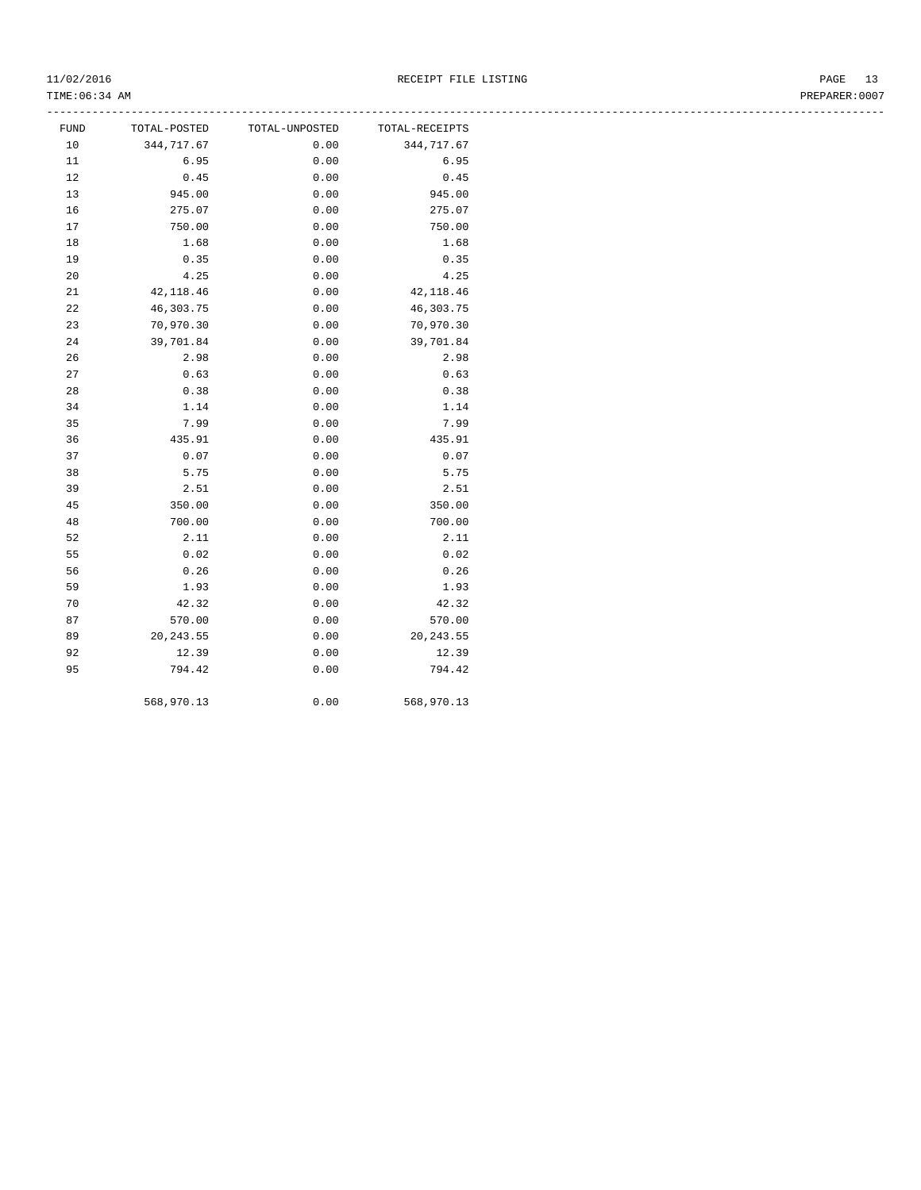11/02/2016 RECEIPT FILE LISTING

TIME:06:34 AM PREPARER:0007

| FUND | TOTAL-POSTED | TOTAL-UNPOSTED | TOTAL-RECEIPTS |
|---|---|---|---|
| 10 | 344,717.67 | 0.00 | 344,717.67 |
| 11 | 6.95 | 0.00 | 6.95 |
| 12 | 0.45 | 0.00 | 0.45 |
| 13 | 945.00 | 0.00 | 945.00 |
| 16 | 275.07 | 0.00 | 275.07 |
| 17 | 750.00 | 0.00 | 750.00 |
| 18 | 1.68 | 0.00 | 1.68 |
| 19 | 0.35 | 0.00 | 0.35 |
| 20 | 4.25 | 0.00 | 4.25 |
| 21 | 42,118.46 | 0.00 | 42,118.46 |
| 22 | 46,303.75 | 0.00 | 46,303.75 |
| 23 | 70,970.30 | 0.00 | 70,970.30 |
| 24 | 39,701.84 | 0.00 | 39,701.84 |
| 26 | 2.98 | 0.00 | 2.98 |
| 27 | 0.63 | 0.00 | 0.63 |
| 28 | 0.38 | 0.00 | 0.38 |
| 34 | 1.14 | 0.00 | 1.14 |
| 35 | 7.99 | 0.00 | 7.99 |
| 36 | 435.91 | 0.00 | 435.91 |
| 37 | 0.07 | 0.00 | 0.07 |
| 38 | 5.75 | 0.00 | 5.75 |
| 39 | 2.51 | 0.00 | 2.51 |
| 45 | 350.00 | 0.00 | 350.00 |
| 48 | 700.00 | 0.00 | 700.00 |
| 52 | 2.11 | 0.00 | 2.11 |
| 55 | 0.02 | 0.00 | 0.02 |
| 56 | 0.26 | 0.00 | 0.26 |
| 59 | 1.93 | 0.00 | 1.93 |
| 70 | 42.32 | 0.00 | 42.32 |
| 87 | 570.00 | 0.00 | 570.00 |
| 89 | 20,243.55 | 0.00 | 20,243.55 |
| 92 | 12.39 | 0.00 | 12.39 |
| 95 | 794.42 | 0.00 | 794.42 |
| | 568,970.13 | 0.00 | 568,970.13 |